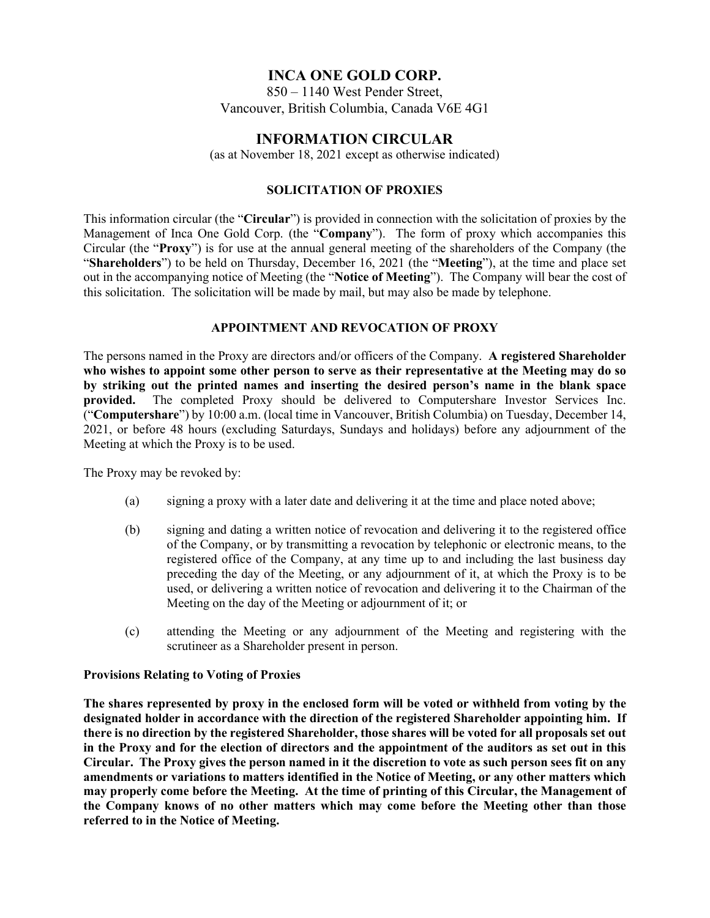# INCA ONE GOLD CORP.

850 – 1140 West Pender Street,
Vancouver, British Columbia, Canada V6E 4G1

# INFORMATION CIRCULAR

(as at November 18, 2021 except as otherwise indicated)

## SOLICITATION OF PROXIES

This information circular (the "**Circular**") is provided in connection with the solicitation of proxies by the Management of Inca One Gold Corp. (the "**Company**"). The form of proxy which accompanies this Circular (the "**Proxy**") is for use at the annual general meeting of the shareholders of the Company (the "**Shareholders**") to be held on Thursday, December 16, 2021 (the "**Meeting**"), at the time and place set out in the accompanying notice of Meeting (the "**Notice of Meeting**"). The Company will bear the cost of this solicitation. The solicitation will be made by mail, but may also be made by telephone.

## APPOINTMENT AND REVOCATION OF PROXY

The persons named in the Proxy are directors and/or officers of the Company. **A registered Shareholder who wishes to appoint some other person to serve as their representative at the Meeting may do so by striking out the printed names and inserting the desired person's name in the blank space provided.** The completed Proxy should be delivered to Computershare Investor Services Inc. ("**Computershare**") by 10:00 a.m. (local time in Vancouver, British Columbia) on Tuesday, December 14, 2021, or before 48 hours (excluding Saturdays, Sundays and holidays) before any adjournment of the Meeting at which the Proxy is to be used.

The Proxy may be revoked by:

(a) signing a proxy with a later date and delivering it at the time and place noted above;

(b) signing and dating a written notice of revocation and delivering it to the registered office of the Company, or by transmitting a revocation by telephonic or electronic means, to the registered office of the Company, at any time up to and including the last business day preceding the day of the Meeting, or any adjournment of it, at which the Proxy is to be used, or delivering a written notice of revocation and delivering it to the Chairman of the Meeting on the day of the Meeting or adjournment of it; or

(c) attending the Meeting or any adjournment of the Meeting and registering with the scrutineer as a Shareholder present in person.

### Provisions Relating to Voting of Proxies

**The shares represented by proxy in the enclosed form will be voted or withheld from voting by the designated holder in accordance with the direction of the registered Shareholder appointing him. If there is no direction by the registered Shareholder, those shares will be voted for all proposals set out in the Proxy and for the election of directors and the appointment of the auditors as set out in this Circular. The Proxy gives the person named in it the discretion to vote as such person sees fit on any amendments or variations to matters identified in the Notice of Meeting, or any other matters which may properly come before the Meeting. At the time of printing of this Circular, the Management of the Company knows of no other matters which may come before the Meeting other than those referred to in the Notice of Meeting.**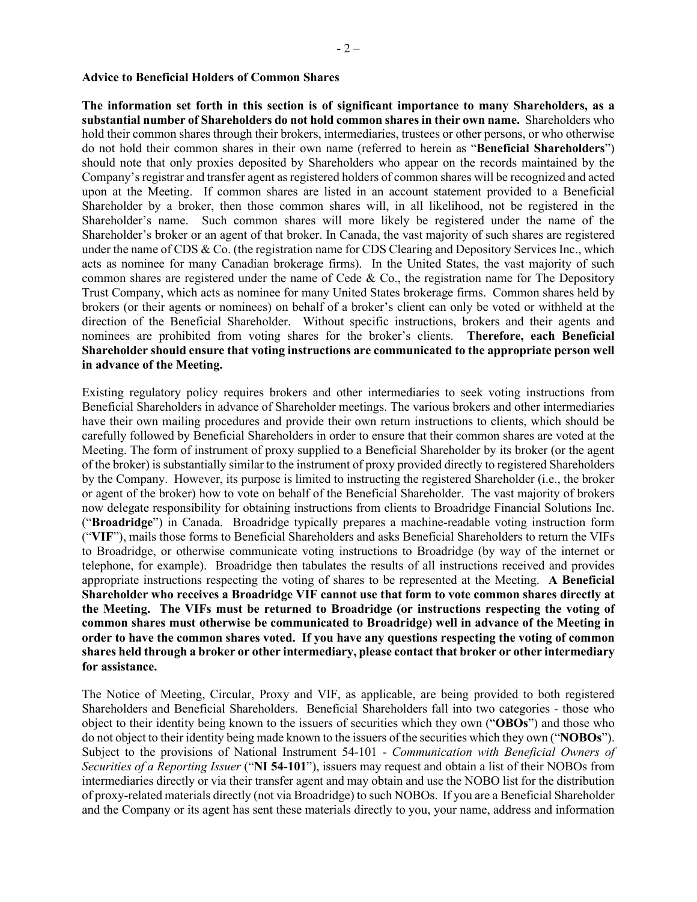**Advice to Beneficial Holders of Common Shares**

**The information set forth in this section is of significant importance to many Shareholders, as a substantial number of Shareholders do not hold common shares in their own name.** Shareholders who hold their common shares through their brokers, intermediaries, trustees or other persons, or who otherwise do not hold their common shares in their own name (referred to herein as "**Beneficial Shareholders**") should note that only proxies deposited by Shareholders who appear on the records maintained by the Company's registrar and transfer agent as registered holders of common shares will be recognized and acted upon at the Meeting. If common shares are listed in an account statement provided to a Beneficial Shareholder by a broker, then those common shares will, in all likelihood, not be registered in the Shareholder's name. Such common shares will more likely be registered under the name of the Shareholder's broker or an agent of that broker. In Canada, the vast majority of such shares are registered under the name of CDS & Co. (the registration name for CDS Clearing and Depository Services Inc., which acts as nominee for many Canadian brokerage firms). In the United States, the vast majority of such common shares are registered under the name of Cede & Co., the registration name for The Depository Trust Company, which acts as nominee for many United States brokerage firms. Common shares held by brokers (or their agents or nominees) on behalf of a broker's client can only be voted or withheld at the direction of the Beneficial Shareholder. Without specific instructions, brokers and their agents and nominees are prohibited from voting shares for the broker's clients. **Therefore, each Beneficial Shareholder should ensure that voting instructions are communicated to the appropriate person well in advance of the Meeting.**

Existing regulatory policy requires brokers and other intermediaries to seek voting instructions from Beneficial Shareholders in advance of Shareholder meetings. The various brokers and other intermediaries have their own mailing procedures and provide their own return instructions to clients, which should be carefully followed by Beneficial Shareholders in order to ensure that their common shares are voted at the Meeting. The form of instrument of proxy supplied to a Beneficial Shareholder by its broker (or the agent of the broker) is substantially similar to the instrument of proxy provided directly to registered Shareholders by the Company. However, its purpose is limited to instructing the registered Shareholder (i.e., the broker or agent of the broker) how to vote on behalf of the Beneficial Shareholder. The vast majority of brokers now delegate responsibility for obtaining instructions from clients to Broadridge Financial Solutions Inc. ("**Broadridge**") in Canada. Broadridge typically prepares a machine-readable voting instruction form ("**VIF**"), mails those forms to Beneficial Shareholders and asks Beneficial Shareholders to return the VIFs to Broadridge, or otherwise communicate voting instructions to Broadridge (by way of the internet or telephone, for example). Broadridge then tabulates the results of all instructions received and provides appropriate instructions respecting the voting of shares to be represented at the Meeting. **A Beneficial Shareholder who receives a Broadridge VIF cannot use that form to vote common shares directly at the Meeting. The VIFs must be returned to Broadridge (or instructions respecting the voting of common shares must otherwise be communicated to Broadridge) well in advance of the Meeting in order to have the common shares voted. If you have any questions respecting the voting of common shares held through a broker or other intermediary, please contact that broker or other intermediary for assistance.**

The Notice of Meeting, Circular, Proxy and VIF, as applicable, are being provided to both registered Shareholders and Beneficial Shareholders. Beneficial Shareholders fall into two categories - those who object to their identity being known to the issuers of securities which they own ("**OBOs**") and those who do not object to their identity being made known to the issuers of the securities which they own ("**NOBOs**"). Subject to the provisions of National Instrument 54-101 - *Communication with Beneficial Owners of Securities of a Reporting Issuer* ("**NI 54-101**"), issuers may request and obtain a list of their NOBOs from intermediaries directly or via their transfer agent and may obtain and use the NOBO list for the distribution of proxy-related materials directly (not via Broadridge) to such NOBOs. If you are a Beneficial Shareholder and the Company or its agent has sent these materials directly to you, your name, address and information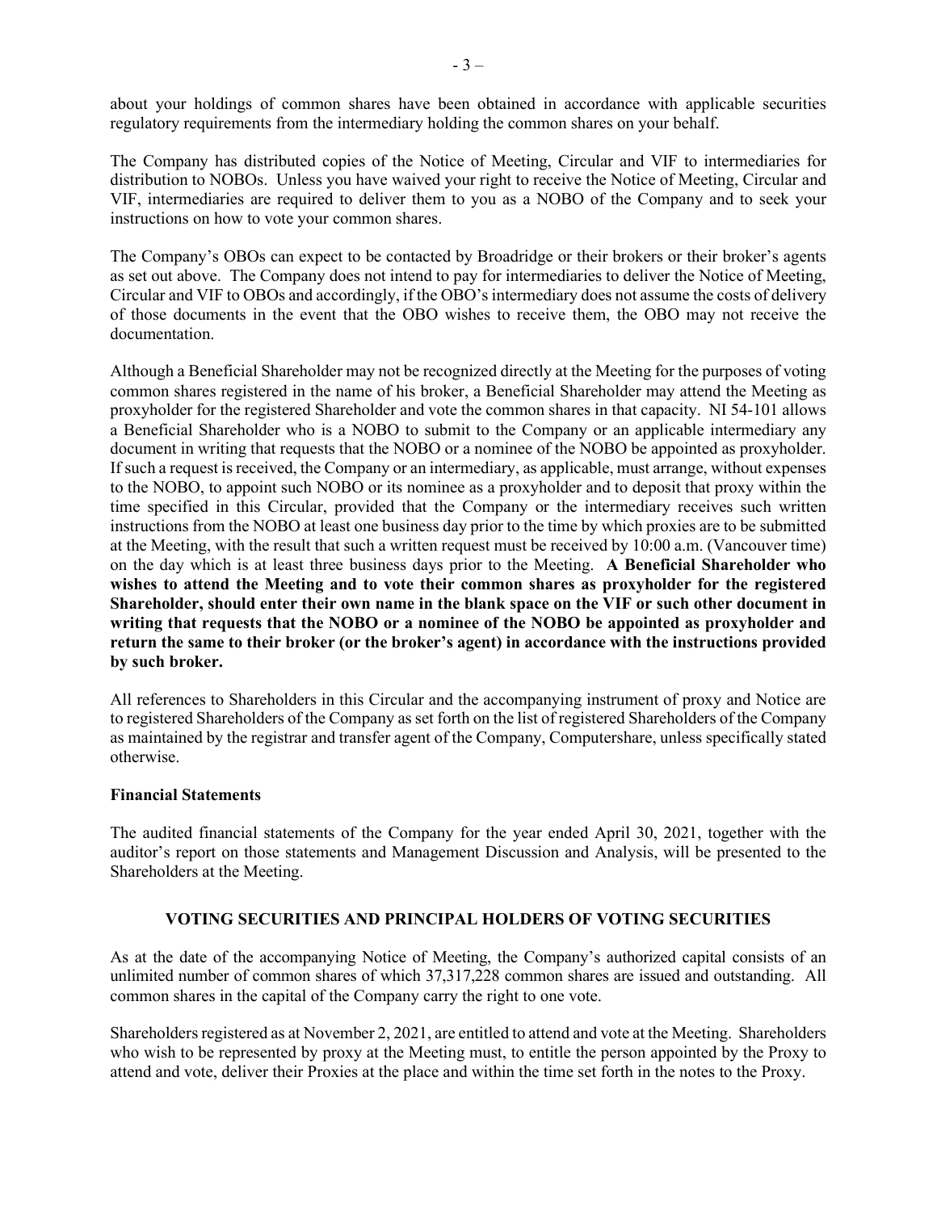about your holdings of common shares have been obtained in accordance with applicable securities regulatory requirements from the intermediary holding the common shares on your behalf.

The Company has distributed copies of the Notice of Meeting, Circular and VIF to intermediaries for distribution to NOBOs. Unless you have waived your right to receive the Notice of Meeting, Circular and VIF, intermediaries are required to deliver them to you as a NOBO of the Company and to seek your instructions on how to vote your common shares.

The Company's OBOs can expect to be contacted by Broadridge or their brokers or their broker's agents as set out above. The Company does not intend to pay for intermediaries to deliver the Notice of Meeting, Circular and VIF to OBOs and accordingly, if the OBO's intermediary does not assume the costs of delivery of those documents in the event that the OBO wishes to receive them, the OBO may not receive the documentation.

Although a Beneficial Shareholder may not be recognized directly at the Meeting for the purposes of voting common shares registered in the name of his broker, a Beneficial Shareholder may attend the Meeting as proxyholder for the registered Shareholder and vote the common shares in that capacity. NI 54-101 allows a Beneficial Shareholder who is a NOBO to submit to the Company or an applicable intermediary any document in writing that requests that the NOBO or a nominee of the NOBO be appointed as proxyholder. If such a request is received, the Company or an intermediary, as applicable, must arrange, without expenses to the NOBO, to appoint such NOBO or its nominee as a proxyholder and to deposit that proxy within the time specified in this Circular, provided that the Company or the intermediary receives such written instructions from the NOBO at least one business day prior to the time by which proxies are to be submitted at the Meeting, with the result that such a written request must be received by 10:00 a.m. (Vancouver time) on the day which is at least three business days prior to the Meeting. **A Beneficial Shareholder who wishes to attend the Meeting and to vote their common shares as proxyholder for the registered Shareholder, should enter their own name in the blank space on the VIF or such other document in writing that requests that the NOBO or a nominee of the NOBO be appointed as proxyholder and return the same to their broker (or the broker's agent) in accordance with the instructions provided by such broker.**

All references to Shareholders in this Circular and the accompanying instrument of proxy and Notice are to registered Shareholders of the Company as set forth on the list of registered Shareholders of the Company as maintained by the registrar and transfer agent of the Company, Computershare, unless specifically stated otherwise.

**Financial Statements**

The audited financial statements of the Company for the year ended April 30, 2021, together with the auditor's report on those statements and Management Discussion and Analysis, will be presented to the Shareholders at the Meeting.

## VOTING SECURITIES AND PRINCIPAL HOLDERS OF VOTING SECURITIES

As at the date of the accompanying Notice of Meeting, the Company's authorized capital consists of an unlimited number of common shares of which 37,317,228 common shares are issued and outstanding. All common shares in the capital of the Company carry the right to one vote.

Shareholders registered as at November 2, 2021, are entitled to attend and vote at the Meeting. Shareholders who wish to be represented by proxy at the Meeting must, to entitle the person appointed by the Proxy to attend and vote, deliver their Proxies at the place and within the time set forth in the notes to the Proxy.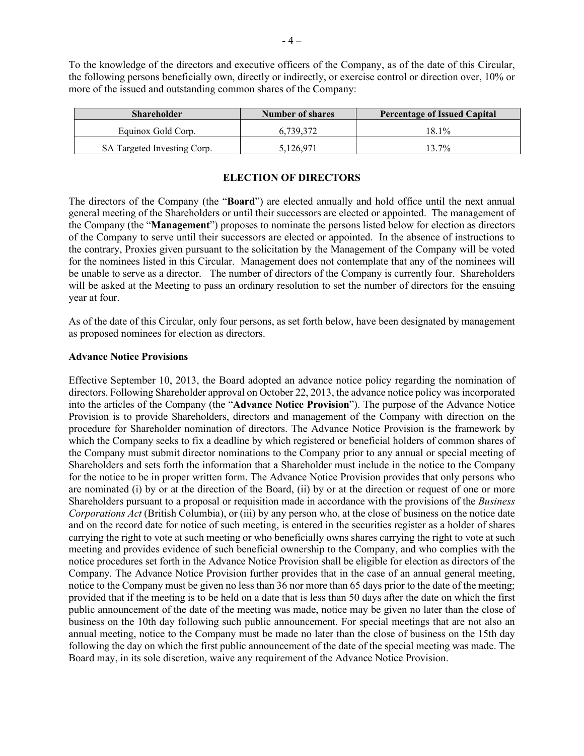To the knowledge of the directors and executive officers of the Company, as of the date of this Circular, the following persons beneficially own, directly or indirectly, or exercise control or direction over, 10% or more of the issued and outstanding common shares of the Company:

| Shareholder | Number of shares | Percentage of Issued Capital |
| --- | --- | --- |
| Equinox Gold Corp. | 6,739,372 | 18.1% |
| SA Targeted Investing Corp. | 5,126,971 | 13.7% |

## ELECTION OF DIRECTORS

The directors of the Company (the "**Board**") are elected annually and hold office until the next annual general meeting of the Shareholders or until their successors are elected or appointed. The management of the Company (the "**Management**") proposes to nominate the persons listed below for election as directors of the Company to serve until their successors are elected or appointed. In the absence of instructions to the contrary, Proxies given pursuant to the solicitation by the Management of the Company will be voted for the nominees listed in this Circular. Management does not contemplate that any of the nominees will be unable to serve as a director. The number of directors of the Company is currently four. Shareholders will be asked at the Meeting to pass an ordinary resolution to set the number of directors for the ensuing year at four.

As of the date of this Circular, only four persons, as set forth below, have been designated by management as proposed nominees for election as directors.

### Advance Notice Provisions

Effective September 10, 2013, the Board adopted an advance notice policy regarding the nomination of directors. Following Shareholder approval on October 22, 2013, the advance notice policy was incorporated into the articles of the Company (the "**Advance Notice Provision**"). The purpose of the Advance Notice Provision is to provide Shareholders, directors and management of the Company with direction on the procedure for Shareholder nomination of directors. The Advance Notice Provision is the framework by which the Company seeks to fix a deadline by which registered or beneficial holders of common shares of the Company must submit director nominations to the Company prior to any annual or special meeting of Shareholders and sets forth the information that a Shareholder must include in the notice to the Company for the notice to be in proper written form. The Advance Notice Provision provides that only persons who are nominated (i) by or at the direction of the Board, (ii) by or at the direction or request of one or more Shareholders pursuant to a proposal or requisition made in accordance with the provisions of the *Business Corporations Act* (British Columbia), or (iii) by any person who, at the close of business on the notice date and on the record date for notice of such meeting, is entered in the securities register as a holder of shares carrying the right to vote at such meeting or who beneficially owns shares carrying the right to vote at such meeting and provides evidence of such beneficial ownership to the Company, and who complies with the notice procedures set forth in the Advance Notice Provision shall be eligible for election as directors of the Company. The Advance Notice Provision further provides that in the case of an annual general meeting, notice to the Company must be given no less than 36 nor more than 65 days prior to the date of the meeting; provided that if the meeting is to be held on a date that is less than 50 days after the date on which the first public announcement of the date of the meeting was made, notice may be given no later than the close of business on the 10th day following such public announcement. For special meetings that are not also an annual meeting, notice to the Company must be made no later than the close of business on the 15th day following the day on which the first public announcement of the date of the special meeting was made. The Board may, in its sole discretion, waive any requirement of the Advance Notice Provision.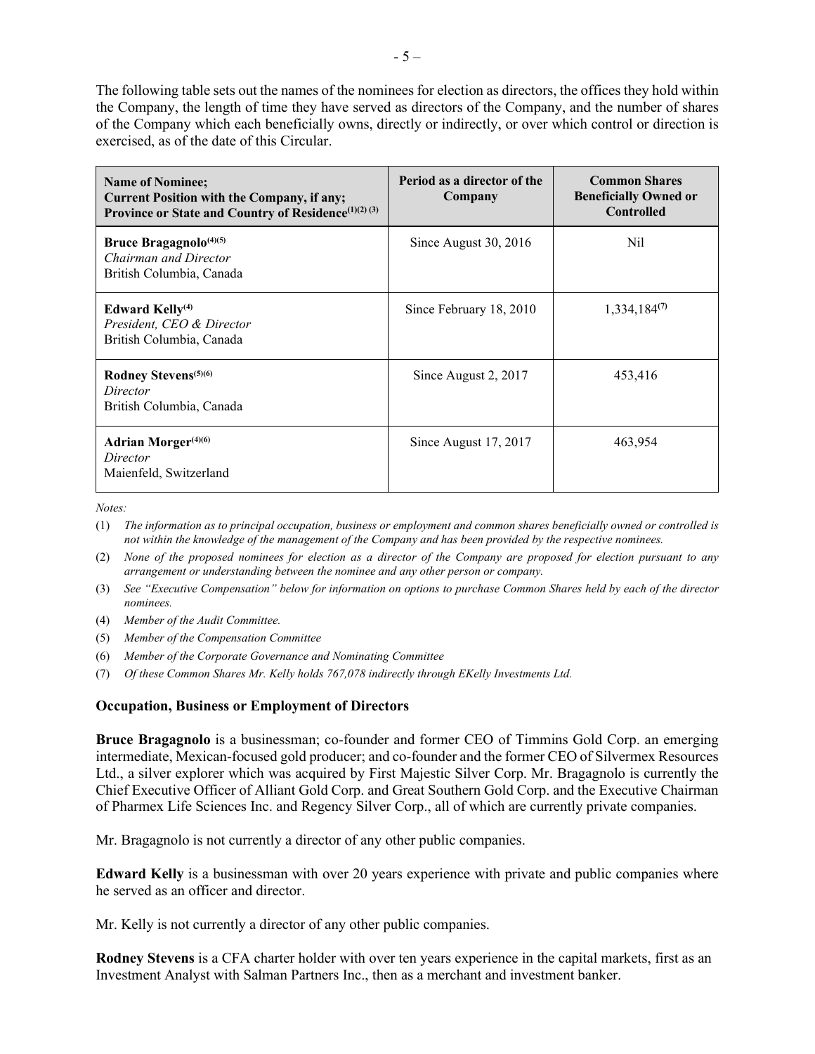The following table sets out the names of the nominees for election as directors, the offices they hold within the Company, the length of time they have served as directors of the Company, and the number of shares of the Company which each beneficially owns, directly or indirectly, or over which control or direction is exercised, as of the date of this Circular.

| **Name of Nominee; Current Position with the Company, if any; Province or State and Country of Residence[(1)(2) (3)]** | **Period as a director of the Company** | **Common Shares Beneficially Owned or Controlled** |
|---|---|---|
| **Bruce Bragagnolo[(4)(5)]** *Chairman and Director* British Columbia, Canada | Since August 30, 2016 | Nil |
| **Edward Kelly[(4)]** *President, CEO & Director* British Columbia, Canada | Since February 18, 2010 | 1,334,184[(7)] |
| **Rodney Stevens[(5)(6)]** *Director* British Columbia, Canada | Since August 2, 2017 | 453,416 |
| **Adrian Morger[(4)(6)]** *Director* Maienfeld, Switzerland | Since August 17, 2017 | 463,954 |

*Notes:*

(1) *The information as to principal occupation, business or employment and common shares beneficially owned or controlled is not within the knowledge of the management of the Company and has been provided by the respective nominees.*

(2) *None of the proposed nominees for election as a director of the Company are proposed for election pursuant to any arrangement or understanding between the nominee and any other person or company.*

(3) *See "Executive Compensation" below for information on options to purchase Common Shares held by each of the director nominees.*

(4) *Member of the Audit Committee.*

(5) *Member of the Compensation Committee*

(6) *Member of the Corporate Governance and Nominating Committee*

(7) *Of these Common Shares Mr. Kelly holds 767,078 indirectly through EKelly Investments Ltd.*

### Occupation, Business or Employment of Directors

**Bruce Bragagnolo** is a businessman; co-founder and former CEO of Timmins Gold Corp. an emerging intermediate, Mexican-focused gold producer; and co-founder and the former CEO of Silvermex Resources Ltd., a silver explorer which was acquired by First Majestic Silver Corp. Mr. Bragagnolo is currently the Chief Executive Officer of Alliant Gold Corp. and Great Southern Gold Corp. and the Executive Chairman of Pharmex Life Sciences Inc. and Regency Silver Corp., all of which are currently private companies.

Mr. Bragagnolo is not currently a director of any other public companies.

**Edward Kelly** is a businessman with over 20 years experience with private and public companies where he served as an officer and director.

Mr. Kelly is not currently a director of any other public companies.

**Rodney Stevens** is a CFA charter holder with over ten years experience in the capital markets, first as an Investment Analyst with Salman Partners Inc., then as a merchant and investment banker.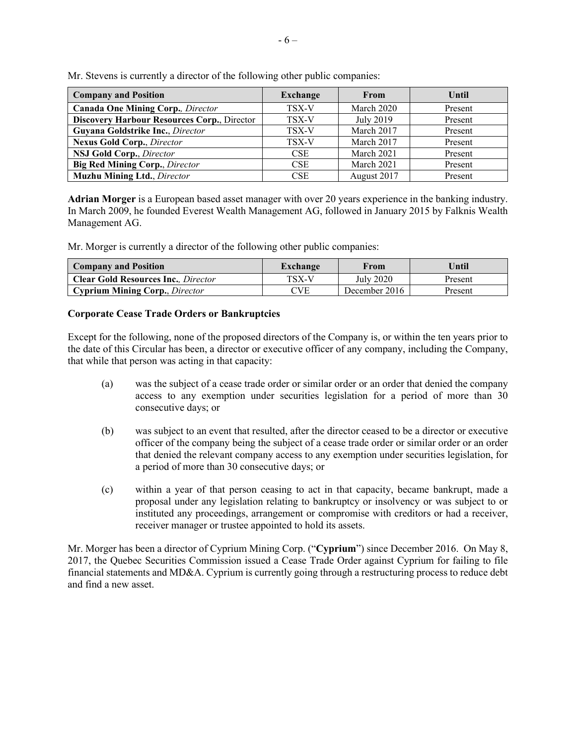Mr. Stevens is currently a director of the following other public companies:

| Company and Position | Exchange | From | Until |
|---|---|---|---|
| **Canada One Mining Corp.**, *Director* | TSX-V | March 2020 | Present |
| **Discovery Harbour Resources Corp.**, Director | TSX-V | July 2019 | Present |
| **Guyana Goldstrike Inc.**, *Director* | TSX-V | March 2017 | Present |
| **Nexus Gold Corp.**, *Director* | TSX-V | March 2017 | Present |
| **NSJ Gold Corp.**, *Director* | CSE | March 2021 | Present |
| **Big Red Mining Corp.**, *Director* | CSE | March 2021 | Present |
| **Muzhu Mining Ltd.**, *Director* | CSE | August 2017 | Present |

**Adrian Morger** is a European based asset manager with over 20 years experience in the banking industry. In March 2009, he founded Everest Wealth Management AG, followed in January 2015 by Falknis Wealth Management AG.

Mr. Morger is currently a director of the following other public companies:

| Company and Position | Exchange | From | Until |
|---|---|---|---|
| **Clear Gold Resources Inc.**, *Director* | TSX-V | July 2020 | Present |
| **Cyprium Mining Corp.**, *Director* | CVE | December 2016 | Present |

### Corporate Cease Trade Orders or Bankruptcies

Except for the following, none of the proposed directors of the Company is, or within the ten years prior to the date of this Circular has been, a director or executive officer of any company, including the Company, that while that person was acting in that capacity:

(a) was the subject of a cease trade order or similar order or an order that denied the company access to any exemption under securities legislation for a period of more than 30 consecutive days; or

(b) was subject to an event that resulted, after the director ceased to be a director or executive officer of the company being the subject of a cease trade order or similar order or an order that denied the relevant company access to any exemption under securities legislation, for a period of more than 30 consecutive days; or

(c) within a year of that person ceasing to act in that capacity, became bankrupt, made a proposal under any legislation relating to bankruptcy or insolvency or was subject to or instituted any proceedings, arrangement or compromise with creditors or had a receiver, receiver manager or trustee appointed to hold its assets.

Mr. Morger has been a director of Cyprium Mining Corp. ("**Cyprium**") since December 2016. On May 8, 2017, the Quebec Securities Commission issued a Cease Trade Order against Cyprium for failing to file financial statements and MD&A. Cyprium is currently going through a restructuring process to reduce debt and find a new asset.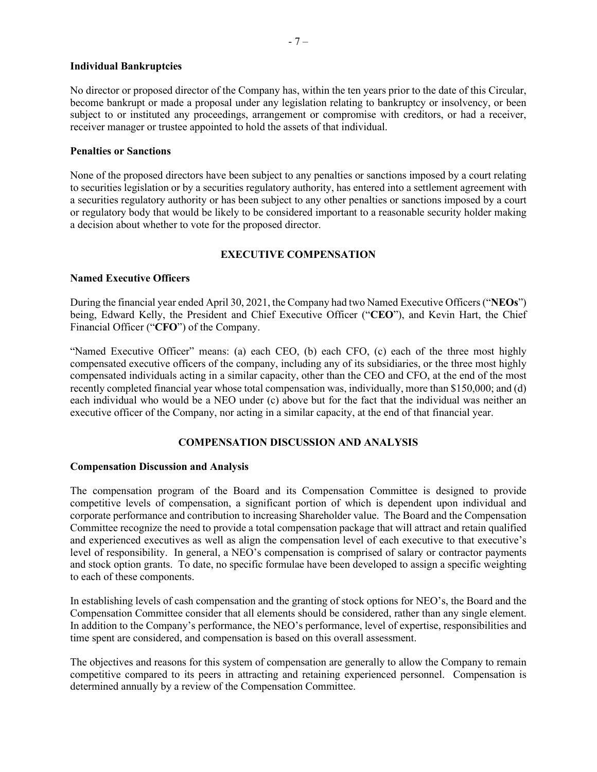**Individual Bankruptcies**

No director or proposed director of the Company has, within the ten years prior to the date of this Circular, become bankrupt or made a proposal under any legislation relating to bankruptcy or insolvency, or been subject to or instituted any proceedings, arrangement or compromise with creditors, or had a receiver, receiver manager or trustee appointed to hold the assets of that individual.

**Penalties or Sanctions**

None of the proposed directors have been subject to any penalties or sanctions imposed by a court relating to securities legislation or by a securities regulatory authority, has entered into a settlement agreement with a securities regulatory authority or has been subject to any other penalties or sanctions imposed by a court or regulatory body that would be likely to be considered important to a reasonable security holder making a decision about whether to vote for the proposed director.

## EXECUTIVE COMPENSATION

**Named Executive Officers**

During the financial year ended April 30, 2021, the Company had two Named Executive Officers ("**NEOs**") being, Edward Kelly, the President and Chief Executive Officer ("**CEO**"), and Kevin Hart, the Chief Financial Officer ("**CFO**") of the Company.

"Named Executive Officer" means: (a) each CEO, (b) each CFO, (c) each of the three most highly compensated executive officers of the company, including any of its subsidiaries, or the three most highly compensated individuals acting in a similar capacity, other than the CEO and CFO, at the end of the most recently completed financial year whose total compensation was, individually, more than $150,000; and (d) each individual who would be a NEO under (c) above but for the fact that the individual was neither an executive officer of the Company, nor acting in a similar capacity, at the end of that financial year.

## COMPENSATION DISCUSSION AND ANALYSIS

**Compensation Discussion and Analysis**

The compensation program of the Board and its Compensation Committee is designed to provide competitive levels of compensation, a significant portion of which is dependent upon individual and corporate performance and contribution to increasing Shareholder value. The Board and the Compensation Committee recognize the need to provide a total compensation package that will attract and retain qualified and experienced executives as well as align the compensation level of each executive to that executive's level of responsibility. In general, a NEO's compensation is comprised of salary or contractor payments and stock option grants. To date, no specific formulae have been developed to assign a specific weighting to each of these components.

In establishing levels of cash compensation and the granting of stock options for NEO's, the Board and the Compensation Committee consider that all elements should be considered, rather than any single element. In addition to the Company's performance, the NEO's performance, level of expertise, responsibilities and time spent are considered, and compensation is based on this overall assessment.

The objectives and reasons for this system of compensation are generally to allow the Company to remain competitive compared to its peers in attracting and retaining experienced personnel. Compensation is determined annually by a review of the Compensation Committee.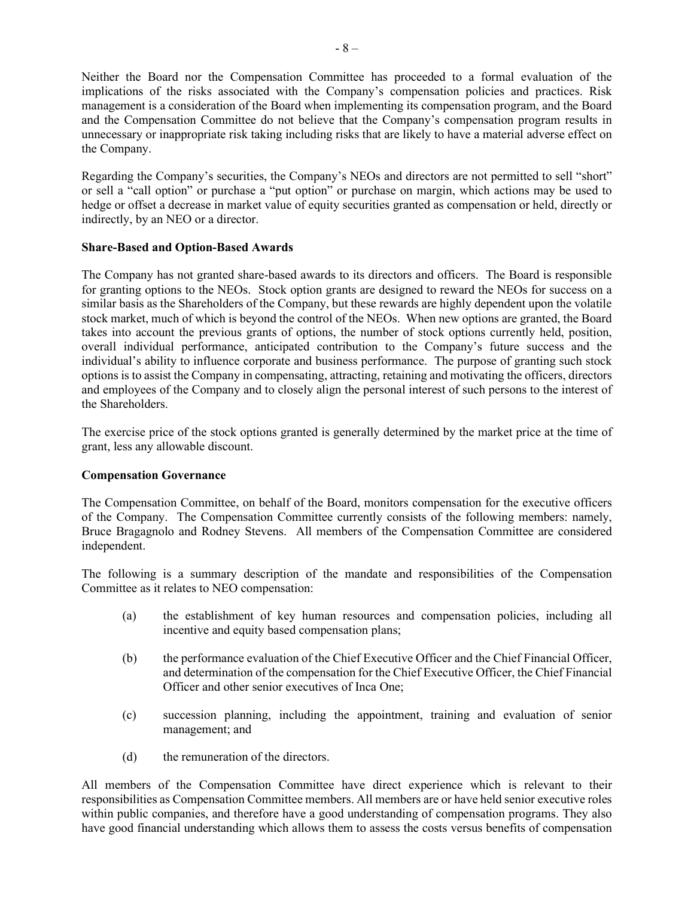Neither the Board nor the Compensation Committee has proceeded to a formal evaluation of the implications of the risks associated with the Company's compensation policies and practices. Risk management is a consideration of the Board when implementing its compensation program, and the Board and the Compensation Committee do not believe that the Company's compensation program results in unnecessary or inappropriate risk taking including risks that are likely to have a material adverse effect on the Company.

Regarding the Company's securities, the Company's NEOs and directors are not permitted to sell "short" or sell a "call option" or purchase a "put option" or purchase on margin, which actions may be used to hedge or offset a decrease in market value of equity securities granted as compensation or held, directly or indirectly, by an NEO or a director.

**Share-Based and Option-Based Awards**

The Company has not granted share-based awards to its directors and officers. The Board is responsible for granting options to the NEOs. Stock option grants are designed to reward the NEOs for success on a similar basis as the Shareholders of the Company, but these rewards are highly dependent upon the volatile stock market, much of which is beyond the control of the NEOs. When new options are granted, the Board takes into account the previous grants of options, the number of stock options currently held, position, overall individual performance, anticipated contribution to the Company's future success and the individual's ability to influence corporate and business performance. The purpose of granting such stock options is to assist the Company in compensating, attracting, retaining and motivating the officers, directors and employees of the Company and to closely align the personal interest of such persons to the interest of the Shareholders.

The exercise price of the stock options granted is generally determined by the market price at the time of grant, less any allowable discount.

**Compensation Governance**

The Compensation Committee, on behalf of the Board, monitors compensation for the executive officers of the Company. The Compensation Committee currently consists of the following members: namely, Bruce Bragagnolo and Rodney Stevens. All members of the Compensation Committee are considered independent.

The following is a summary description of the mandate and responsibilities of the Compensation Committee as it relates to NEO compensation:

(a) the establishment of key human resources and compensation policies, including all incentive and equity based compensation plans;

(b) the performance evaluation of the Chief Executive Officer and the Chief Financial Officer, and determination of the compensation for the Chief Executive Officer, the Chief Financial Officer and other senior executives of Inca One;

(c) succession planning, including the appointment, training and evaluation of senior management; and

(d) the remuneration of the directors.

All members of the Compensation Committee have direct experience which is relevant to their responsibilities as Compensation Committee members. All members are or have held senior executive roles within public companies, and therefore have a good understanding of compensation programs. They also have good financial understanding which allows them to assess the costs versus benefits of compensation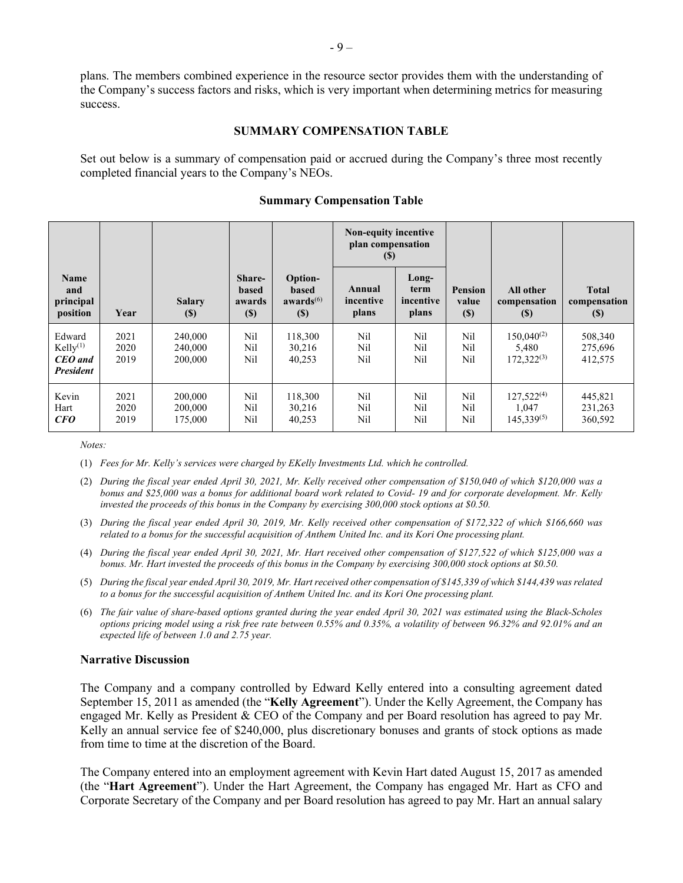plans. The members combined experience in the resource sector provides them with the understanding of the Company's success factors and risks, which is very important when determining metrics for measuring success.

## SUMMARY COMPENSATION TABLE

Set out below is a summary of compensation paid or accrued during the Company's three most recently completed financial years to the Company's NEOs.

**Summary Compensation Table**

| Name and principal position | Year | Salary ($) | Share-based awards ($) | Option-based awards[6] ($) | Non-equity incentive plan compensation ($) | | Pension value ($) | All other compensation ($) | Total compensation ($) |
|---|---|---|---|---|---|---|---|---|---|
| | | | | | Annual incentive plans | Long-term incentive plans | | | |
| Edward Kelly[1] *CEO and President* | 2021<br>2020<br>2019 | 240,000<br>240,000<br>200,000 | Nil<br>Nil<br>Nil | 118,300<br>30,216<br>40,253 | Nil<br>Nil<br>Nil | Nil<br>Nil<br>Nil | Nil<br>Nil<br>Nil | 150,040[2]<br>5,480<br>172,322[3] | 508,340<br>275,696<br>412,575 |
| Kevin Hart *CFO* | 2021<br>2020<br>2019 | 200,000<br>200,000<br>175,000 | Nil<br>Nil<br>Nil | 118,300<br>30,216<br>40,253 | Nil<br>Nil<br>Nil | Nil<br>Nil<br>Nil | Nil<br>Nil<br>Nil | 127,522[4]<br>1,047<br>145,339[5] | 445,821<br>231,263<br>360,592 |

*Notes:*

(1) *Fees for Mr. Kelly's services were charged by EKelly Investments Ltd. which he controlled.*

(2) *During the fiscal year ended April 30, 2021, Mr. Kelly received other compensation of $150,040 of which $120,000 was a bonus and $25,000 was a bonus for additional board work related to Covid- 19 and for corporate development. Mr. Kelly invested the proceeds of this bonus in the Company by exercising 300,000 stock options at $0.50.*

(3) *During the fiscal year ended April 30, 2019, Mr. Kelly received other compensation of $172,322 of which $166,660 was related to a bonus for the successful acquisition of Anthem United Inc. and its Kori One processing plant.*

(4) *During the fiscal year ended April 30, 2021, Mr. Hart received other compensation of $127,522 of which $125,000 was a bonus. Mr. Hart invested the proceeds of this bonus in the Company by exercising 300,000 stock options at $0.50.*

(5) *During the fiscal year ended April 30, 2019, Mr. Hart received other compensation of $145,339 of which $144,439 was related to a bonus for the successful acquisition of Anthem United Inc. and its Kori One processing plant.*

(6) *The fair value of share-based options granted during the year ended April 30, 2021 was estimated using the Black-Scholes options pricing model using a risk free rate between 0.55% and 0.35%, a volatility of between 96.32% and 92.01% and an expected life of between 1.0 and 2.75 year.*

### Narrative Discussion

The Company and a company controlled by Edward Kelly entered into a consulting agreement dated September 15, 2011 as amended (the "**Kelly Agreement**"). Under the Kelly Agreement, the Company has engaged Mr. Kelly as President & CEO of the Company and per Board resolution has agreed to pay Mr. Kelly an annual service fee of $240,000, plus discretionary bonuses and grants of stock options as made from time to time at the discretion of the Board.

The Company entered into an employment agreement with Kevin Hart dated August 15, 2017 as amended (the "**Hart Agreement**"). Under the Hart Agreement, the Company has engaged Mr. Hart as CFO and Corporate Secretary of the Company and per Board resolution has agreed to pay Mr. Hart an annual salary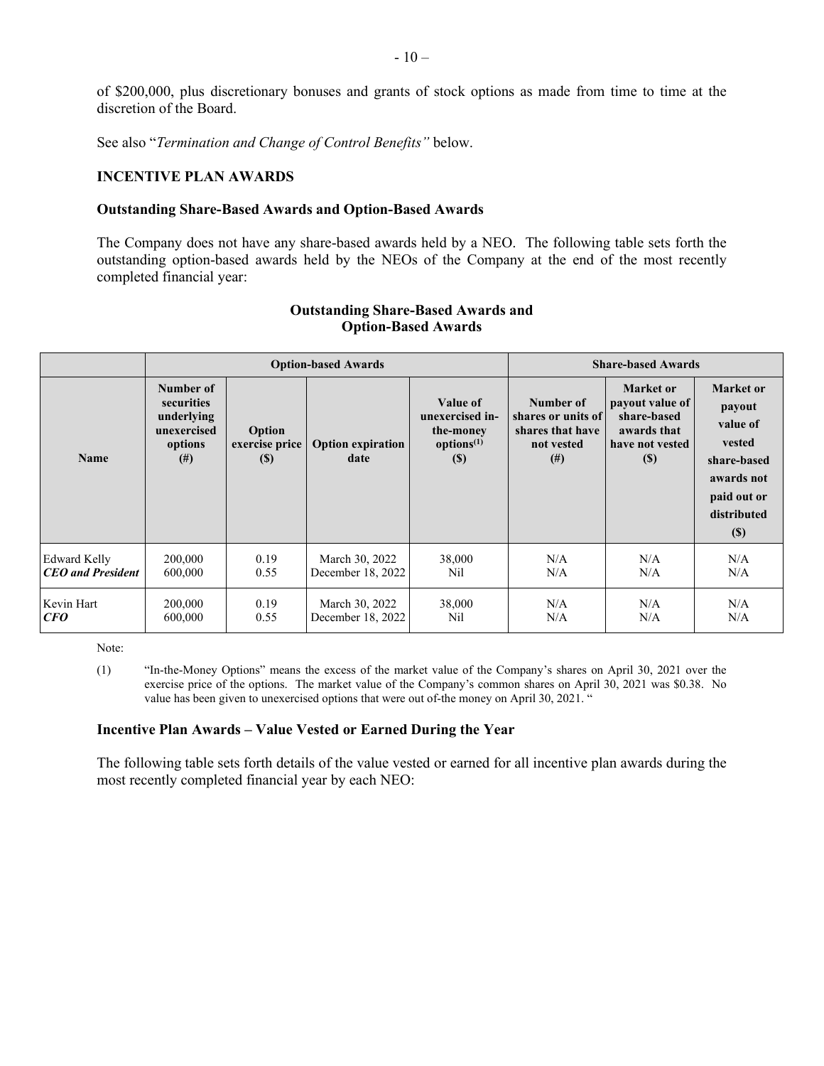of $200,000, plus discretionary bonuses and grants of stock options as made from time to time at the discretion of the Board.

See also "*Termination and Change of Control Benefits"* below.

## INCENTIVE PLAN AWARDS

### Outstanding Share-Based Awards and Option-Based Awards

The Company does not have any share-based awards held by a NEO. The following table sets forth the outstanding option-based awards held by the NEOs of the Company at the end of the most recently completed financial year:

**Outstanding Share-Based Awards and Option-Based Awards**

| | Option-based Awards | | | | Share-based Awards | | |
|---|---|---|---|---|---|---|---|
| **Name** | **Number of securities underlying unexercised options (#)** | **Option exercise price ($)** | **Option expiration date** | **Value of unexercised in-the-money options[(1)] ($)** | **Number of shares or units of shares that have not vested (#)** | **Market or payout value of share-based awards that have not vested ($)** | **Market or payout value of vested share-based awards not paid out or distributed ($)** |
| Edward Kelly ***CEO and President*** | 200,000<br>600,000 | 0.19<br>0.55 | March 30, 2022<br>December 18, 2022 | 38,000<br>Nil | N/A<br>N/A | N/A<br>N/A | N/A<br>N/A |
| Kevin Hart ***CFO*** | 200,000<br>600,000 | 0.19<br>0.55 | March 30, 2022<br>December 18, 2022 | 38,000<br>Nil | N/A<br>N/A | N/A<br>N/A | N/A<br>N/A |

Note:

(1) "In-the-Money Options" means the excess of the market value of the Company's shares on April 30, 2021 over the exercise price of the options. The market value of the Company's common shares on April 30, 2021 was $0.38. No value has been given to unexercised options that were out of-the money on April 30, 2021. "

### Incentive Plan Awards – Value Vested or Earned During the Year

The following table sets forth details of the value vested or earned for all incentive plan awards during the most recently completed financial year by each NEO: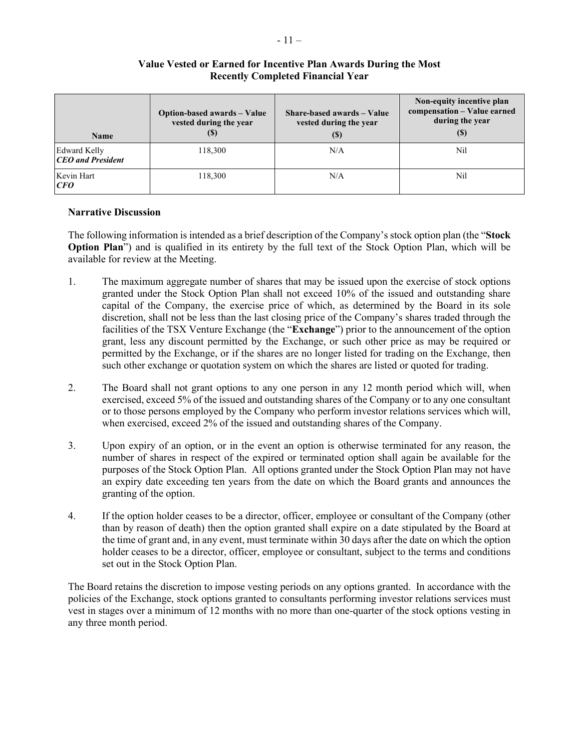### Value Vested or Earned for Incentive Plan Awards During the Most Recently Completed Financial Year

| Name | Option-based awards – Value vested during the year ($) | Share-based awards – Value vested during the year ($) | Non-equity incentive plan compensation – Value earned during the year ($) |
|---|---|---|---|
| Edward Kelly *CEO and President* | 118,300 | N/A | Nil |
| Kevin Hart *CFO* | 118,300 | N/A | Nil |

**Narrative Discussion**

The following information is intended as a brief description of the Company's stock option plan (the "**Stock Option Plan**") and is qualified in its entirety by the full text of the Stock Option Plan, which will be available for review at the Meeting.

1. The maximum aggregate number of shares that may be issued upon the exercise of stock options granted under the Stock Option Plan shall not exceed 10% of the issued and outstanding share capital of the Company, the exercise price of which, as determined by the Board in its sole discretion, shall not be less than the last closing price of the Company's shares traded through the facilities of the TSX Venture Exchange (the "**Exchange**") prior to the announcement of the option grant, less any discount permitted by the Exchange, or such other price as may be required or permitted by the Exchange, or if the shares are no longer listed for trading on the Exchange, then such other exchange or quotation system on which the shares are listed or quoted for trading.

2. The Board shall not grant options to any one person in any 12 month period which will, when exercised, exceed 5% of the issued and outstanding shares of the Company or to any one consultant or to those persons employed by the Company who perform investor relations services which will, when exercised, exceed 2% of the issued and outstanding shares of the Company.

3. Upon expiry of an option, or in the event an option is otherwise terminated for any reason, the number of shares in respect of the expired or terminated option shall again be available for the purposes of the Stock Option Plan. All options granted under the Stock Option Plan may not have an expiry date exceeding ten years from the date on which the Board grants and announces the granting of the option.

4. If the option holder ceases to be a director, officer, employee or consultant of the Company (other than by reason of death) then the option granted shall expire on a date stipulated by the Board at the time of grant and, in any event, must terminate within 30 days after the date on which the option holder ceases to be a director, officer, employee or consultant, subject to the terms and conditions set out in the Stock Option Plan.

The Board retains the discretion to impose vesting periods on any options granted. In accordance with the policies of the Exchange, stock options granted to consultants performing investor relations services must vest in stages over a minimum of 12 months with no more than one-quarter of the stock options vesting in any three month period.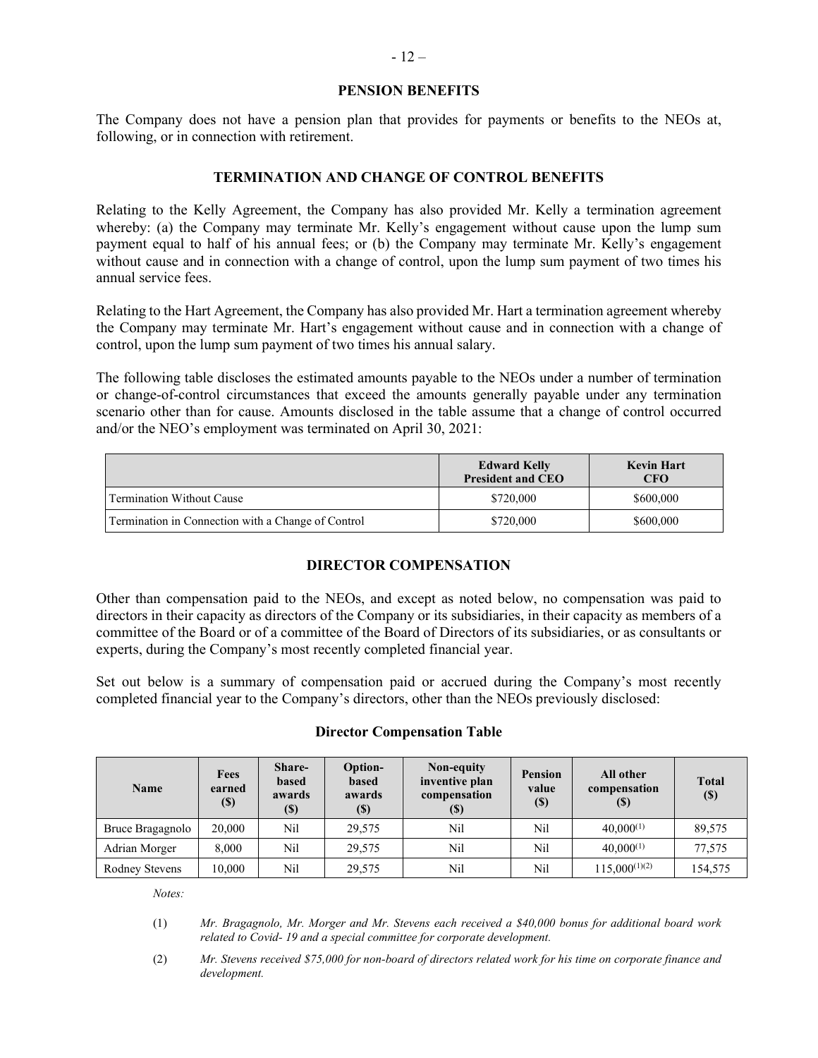## PENSION BENEFITS

The Company does not have a pension plan that provides for payments or benefits to the NEOs at, following, or in connection with retirement.

## TERMINATION AND CHANGE OF CONTROL BENEFITS

Relating to the Kelly Agreement, the Company has also provided Mr. Kelly a termination agreement whereby: (a) the Company may terminate Mr. Kelly's engagement without cause upon the lump sum payment equal to half of his annual fees; or (b) the Company may terminate Mr. Kelly's engagement without cause and in connection with a change of control, upon the lump sum payment of two times his annual service fees.

Relating to the Hart Agreement, the Company has also provided Mr. Hart a termination agreement whereby the Company may terminate Mr. Hart's engagement without cause and in connection with a change of control, upon the lump sum payment of two times his annual salary.

The following table discloses the estimated amounts payable to the NEOs under a number of termination or change-of-control circumstances that exceed the amounts generally payable under any termination scenario other than for cause. Amounts disclosed in the table assume that a change of control occurred and/or the NEO's employment was terminated on April 30, 2021:

| | Edward Kelly President and CEO | Kevin Hart CFO |
|---|---|---|
| Termination Without Cause | \$720,000 | \$600,000 |
| Termination in Connection with a Change of Control | \$720,000 | \$600,000 |

## DIRECTOR COMPENSATION

Other than compensation paid to the NEOs, and except as noted below, no compensation was paid to directors in their capacity as directors of the Company or its subsidiaries, in their capacity as members of a committee of the Board or of a committee of the Board of Directors of its subsidiaries, or as consultants or experts, during the Company's most recently completed financial year.

Set out below is a summary of compensation paid or accrued during the Company's most recently completed financial year to the Company's directors, other than the NEOs previously disclosed:

**Director Compensation Table**

| Name | Fees earned (\$) | Share-based awards (\$) | Option-based awards (\$) | Non-equity inventive plan compensation (\$) | Pension value (\$) | All other compensation (\$) | Total (\$) |
|---|---|---|---|---|---|---|---|
| Bruce Bragagnolo | 20,000 | Nil | 29,575 | Nil | Nil | 40,000(1) | 89,575 |
| Adrian Morger | 8,000 | Nil | 29,575 | Nil | Nil | 40,000(1) | 77,575 |
| Rodney Stevens | 10,000 | Nil | 29,575 | Nil | Nil | 115,000(1)(2) | 154,575 |

*Notes:*

(1) *Mr. Bragagnolo, Mr. Morger and Mr. Stevens each received a \$40,000 bonus for additional board work related to Covid- 19 and a special committee for corporate development.*

(2) *Mr. Stevens received \$75,000 for non-board of directors related work for his time on corporate finance and development.*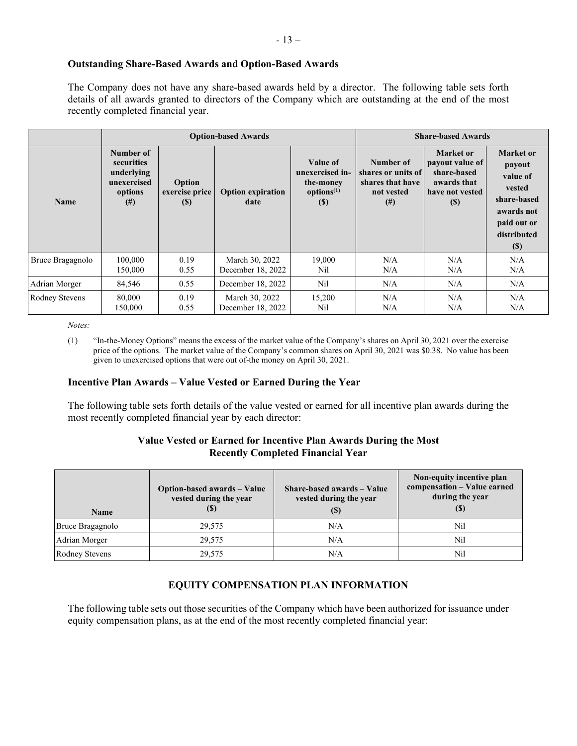### Outstanding Share-Based Awards and Option-Based Awards

The Company does not have any share-based awards held by a director. The following table sets forth details of all awards granted to directors of the Company which are outstanding at the end of the most recently completed financial year.

| | Option-based Awards | | | | Share-based Awards | | |
|---|---|---|---|---|---|---|---|
| Name | Number of securities underlying unexercised options (#) | Option exercise price ($) | Option expiration date | Value of unexercised in-the-money options[(1)] ($) | Number of shares or units of shares that have not vested (#) | Market or payout value of share-based awards that have not vested ($) | Market or payout value of vested share-based awards not paid out or distributed ($) |
| Bruce Bragagnolo | 100,000<br>150,000 | 0.19<br>0.55 | March 30, 2022<br>December 18, 2022 | 19,000<br>Nil | N/A<br>N/A | N/A<br>N/A | N/A<br>N/A |
| Adrian Morger | 84,546 | 0.55 | December 18, 2022 | Nil | N/A | N/A | N/A |
| Rodney Stevens | 80,000<br>150,000 | 0.19<br>0.55 | March 30, 2022<br>December 18, 2022 | 15,200<br>Nil | N/A<br>N/A | N/A<br>N/A | N/A<br>N/A |

*Notes:*

(1) "In-the-Money Options" means the excess of the market value of the Company's shares on April 30, 2021 over the exercise price of the options. The market value of the Company's common shares on April 30, 2021 was $0.38. No value has been given to unexercised options that were out of-the money on April 30, 2021.

### Incentive Plan Awards – Value Vested or Earned During the Year

The following table sets forth details of the value vested or earned for all incentive plan awards during the most recently completed financial year by each director:

**Value Vested or Earned for Incentive Plan Awards During the Most Recently Completed Financial Year**

| Name | Option-based awards – Value vested during the year ($) | Share-based awards – Value vested during the year ($) | Non-equity incentive plan compensation – Value earned during the year ($) |
|---|---|---|---|
| Bruce Bragagnolo | 29,575 | N/A | Nil |
| Adrian Morger | 29,575 | N/A | Nil |
| Rodney Stevens | 29,575 | N/A | Nil |

## EQUITY COMPENSATION PLAN INFORMATION

The following table sets out those securities of the Company which have been authorized for issuance under equity compensation plans, as at the end of the most recently completed financial year: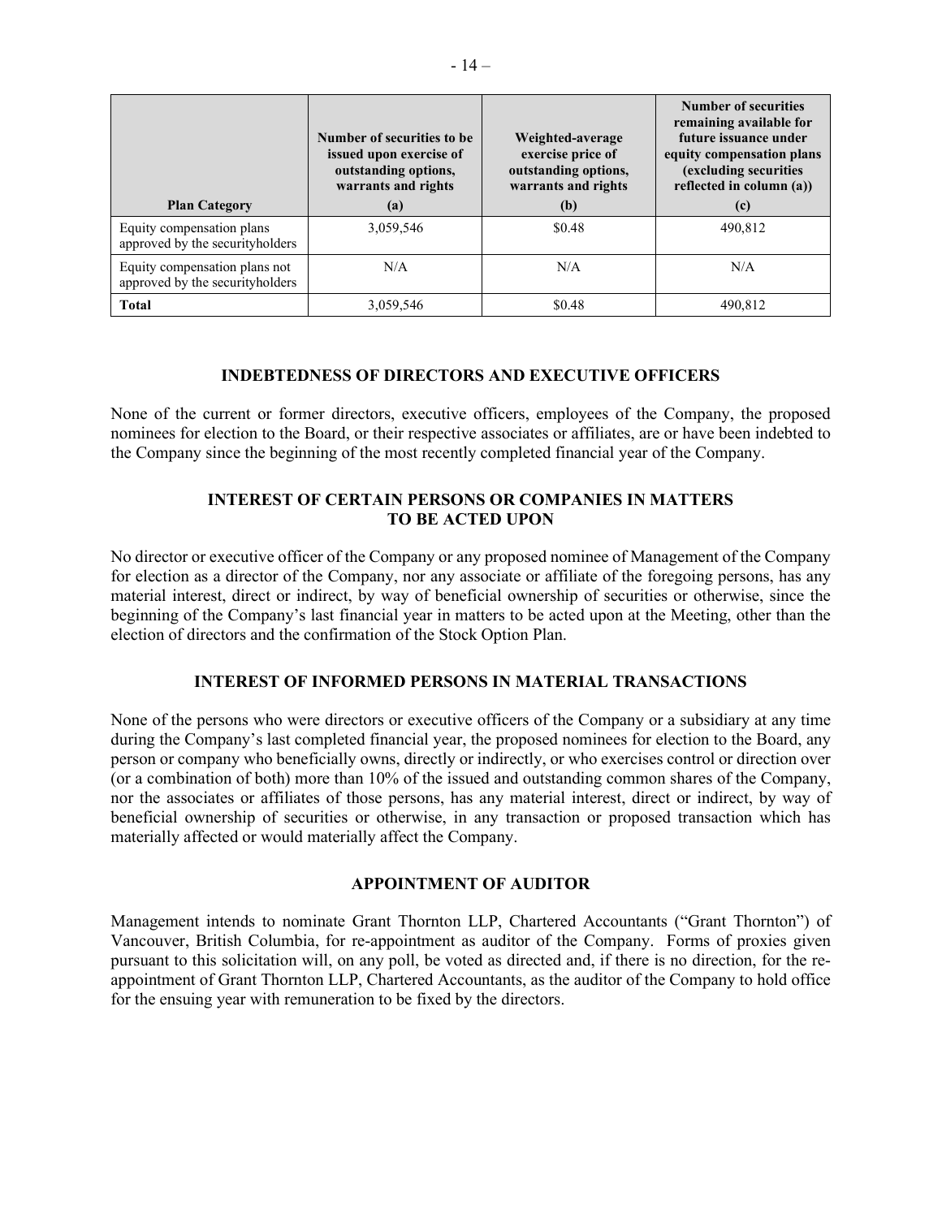| Plan Category | Number of securities to be issued upon exercise of outstanding options, warrants and rights (a) | Weighted-average exercise price of outstanding options, warrants and rights (b) | Number of securities remaining available for future issuance under equity compensation plans (excluding securities reflected in column (a)) (c) |
|---|---|---|---|
| Equity compensation plans approved by the securityholders | 3,059,546 | $0.48 | 490,812 |
| Equity compensation plans not approved by the securityholders | N/A | N/A | N/A |
| **Total** | 3,059,546 | $0.48 | 490,812 |

## INDEBTEDNESS OF DIRECTORS AND EXECUTIVE OFFICERS

None of the current or former directors, executive officers, employees of the Company, the proposed nominees for election to the Board, or their respective associates or affiliates, are or have been indebted to the Company since the beginning of the most recently completed financial year of the Company.

## INTEREST OF CERTAIN PERSONS OR COMPANIES IN MATTERS TO BE ACTED UPON

No director or executive officer of the Company or any proposed nominee of Management of the Company for election as a director of the Company, nor any associate or affiliate of the foregoing persons, has any material interest, direct or indirect, by way of beneficial ownership of securities or otherwise, since the beginning of the Company's last financial year in matters to be acted upon at the Meeting, other than the election of directors and the confirmation of the Stock Option Plan.

## INTEREST OF INFORMED PERSONS IN MATERIAL TRANSACTIONS

None of the persons who were directors or executive officers of the Company or a subsidiary at any time during the Company's last completed financial year, the proposed nominees for election to the Board, any person or company who beneficially owns, directly or indirectly, or who exercises control or direction over (or a combination of both) more than 10% of the issued and outstanding common shares of the Company, nor the associates or affiliates of those persons, has any material interest, direct or indirect, by way of beneficial ownership of securities or otherwise, in any transaction or proposed transaction which has materially affected or would materially affect the Company.

## APPOINTMENT OF AUDITOR

Management intends to nominate Grant Thornton LLP, Chartered Accountants ("Grant Thornton") of Vancouver, British Columbia, for re-appointment as auditor of the Company. Forms of proxies given pursuant to this solicitation will, on any poll, be voted as directed and, if there is no direction, for the re-appointment of Grant Thornton LLP, Chartered Accountants, as the auditor of the Company to hold office for the ensuing year with remuneration to be fixed by the directors.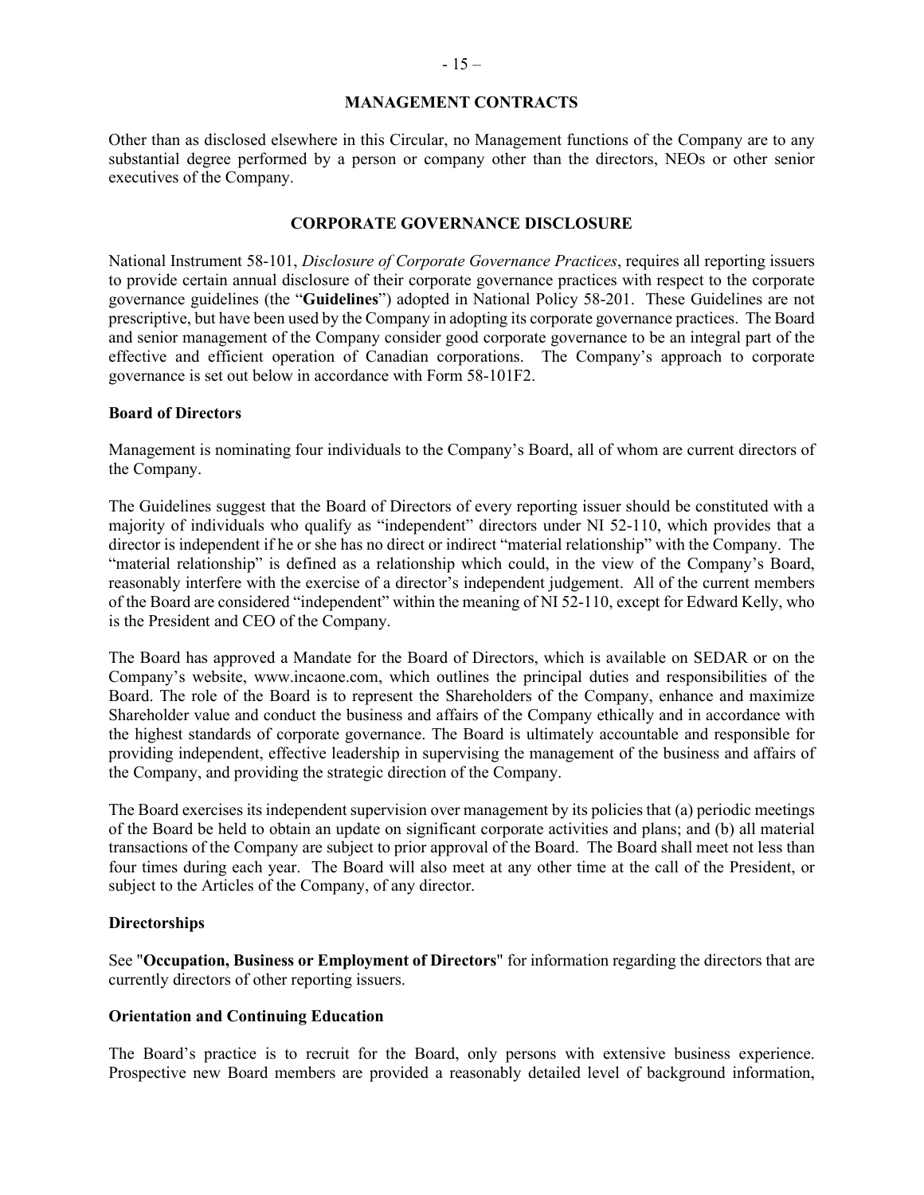## MANAGEMENT CONTRACTS

Other than as disclosed elsewhere in this Circular, no Management functions of the Company are to any substantial degree performed by a person or company other than the directors, NEOs or other senior executives of the Company.

## CORPORATE GOVERNANCE DISCLOSURE

National Instrument 58-101, *Disclosure of Corporate Governance Practices*, requires all reporting issuers to provide certain annual disclosure of their corporate governance practices with respect to the corporate governance guidelines (the "**Guidelines**") adopted in National Policy 58-201. These Guidelines are not prescriptive, but have been used by the Company in adopting its corporate governance practices. The Board and senior management of the Company consider good corporate governance to be an integral part of the effective and efficient operation of Canadian corporations. The Company's approach to corporate governance is set out below in accordance with Form 58-101F2.

### Board of Directors

Management is nominating four individuals to the Company's Board, all of whom are current directors of the Company.

The Guidelines suggest that the Board of Directors of every reporting issuer should be constituted with a majority of individuals who qualify as "independent" directors under NI 52-110, which provides that a director is independent if he or she has no direct or indirect "material relationship" with the Company. The "material relationship" is defined as a relationship which could, in the view of the Company's Board, reasonably interfere with the exercise of a director's independent judgement. All of the current members of the Board are considered "independent" within the meaning of NI 52-110, except for Edward Kelly, who is the President and CEO of the Company.

The Board has approved a Mandate for the Board of Directors, which is available on SEDAR or on the Company's website, www.incaone.com, which outlines the principal duties and responsibilities of the Board. The role of the Board is to represent the Shareholders of the Company, enhance and maximize Shareholder value and conduct the business and affairs of the Company ethically and in accordance with the highest standards of corporate governance. The Board is ultimately accountable and responsible for providing independent, effective leadership in supervising the management of the business and affairs of the Company, and providing the strategic direction of the Company.

The Board exercises its independent supervision over management by its policies that (a) periodic meetings of the Board be held to obtain an update on significant corporate activities and plans; and (b) all material transactions of the Company are subject to prior approval of the Board. The Board shall meet not less than four times during each year. The Board will also meet at any other time at the call of the President, or subject to the Articles of the Company, of any director.

### Directorships

See "**Occupation, Business or Employment of Directors**" for information regarding the directors that are currently directors of other reporting issuers.

### Orientation and Continuing Education

The Board's practice is to recruit for the Board, only persons with extensive business experience. Prospective new Board members are provided a reasonably detailed level of background information,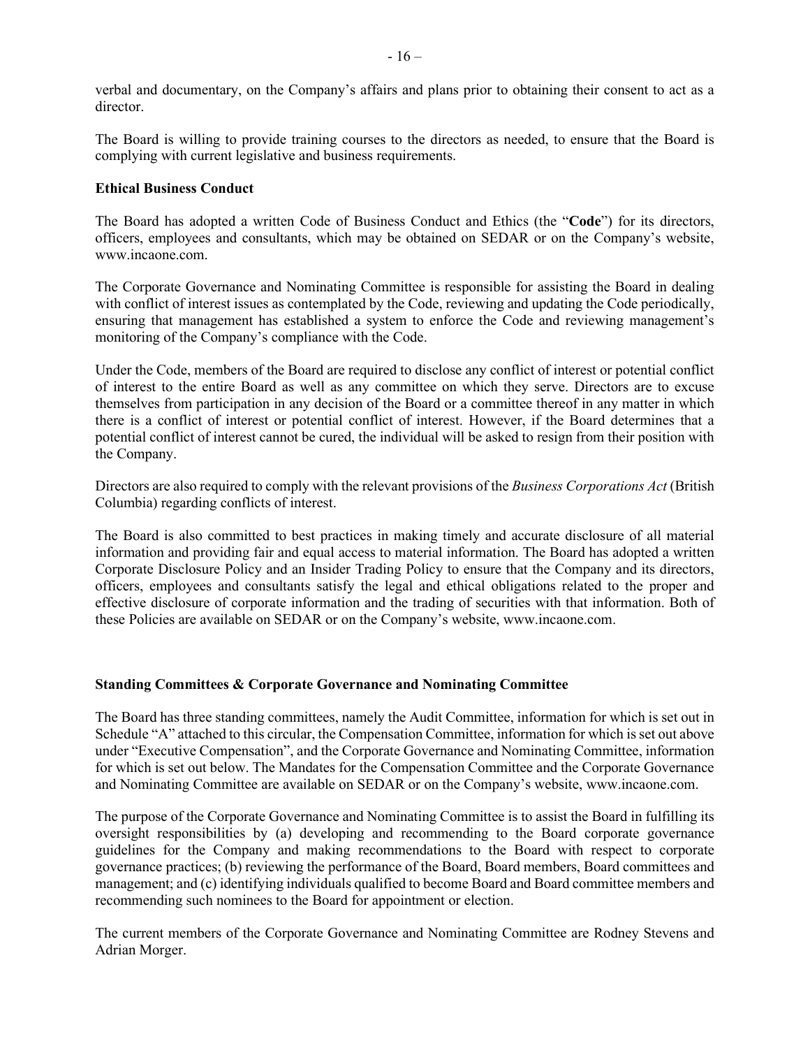verbal and documentary, on the Company's affairs and plans prior to obtaining their consent to act as a director.

The Board is willing to provide training courses to the directors as needed, to ensure that the Board is complying with current legislative and business requirements.

**Ethical Business Conduct**

The Board has adopted a written Code of Business Conduct and Ethics (the "**Code**") for its directors, officers, employees and consultants, which may be obtained on SEDAR or on the Company's website, www.incaone.com.

The Corporate Governance and Nominating Committee is responsible for assisting the Board in dealing with conflict of interest issues as contemplated by the Code, reviewing and updating the Code periodically, ensuring that management has established a system to enforce the Code and reviewing management's monitoring of the Company's compliance with the Code.

Under the Code, members of the Board are required to disclose any conflict of interest or potential conflict of interest to the entire Board as well as any committee on which they serve. Directors are to excuse themselves from participation in any decision of the Board or a committee thereof in any matter in which there is a conflict of interest or potential conflict of interest. However, if the Board determines that a potential conflict of interest cannot be cured, the individual will be asked to resign from their position with the Company.

Directors are also required to comply with the relevant provisions of the *Business Corporations Act* (British Columbia) regarding conflicts of interest.

The Board is also committed to best practices in making timely and accurate disclosure of all material information and providing fair and equal access to material information. The Board has adopted a written Corporate Disclosure Policy and an Insider Trading Policy to ensure that the Company and its directors, officers, employees and consultants satisfy the legal and ethical obligations related to the proper and effective disclosure of corporate information and the trading of securities with that information. Both of these Policies are available on SEDAR or on the Company's website, www.incaone.com.

**Standing Committees & Corporate Governance and Nominating Committee**

The Board has three standing committees, namely the Audit Committee, information for which is set out in Schedule "A" attached to this circular, the Compensation Committee, information for which is set out above under "Executive Compensation", and the Corporate Governance and Nominating Committee, information for which is set out below. The Mandates for the Compensation Committee and the Corporate Governance and Nominating Committee are available on SEDAR or on the Company's website, www.incaone.com.

The purpose of the Corporate Governance and Nominating Committee is to assist the Board in fulfilling its oversight responsibilities by (a) developing and recommending to the Board corporate governance guidelines for the Company and making recommendations to the Board with respect to corporate governance practices; (b) reviewing the performance of the Board, Board members, Board committees and management; and (c) identifying individuals qualified to become Board and Board committee members and recommending such nominees to the Board for appointment or election.

The current members of the Corporate Governance and Nominating Committee are Rodney Stevens and Adrian Morger.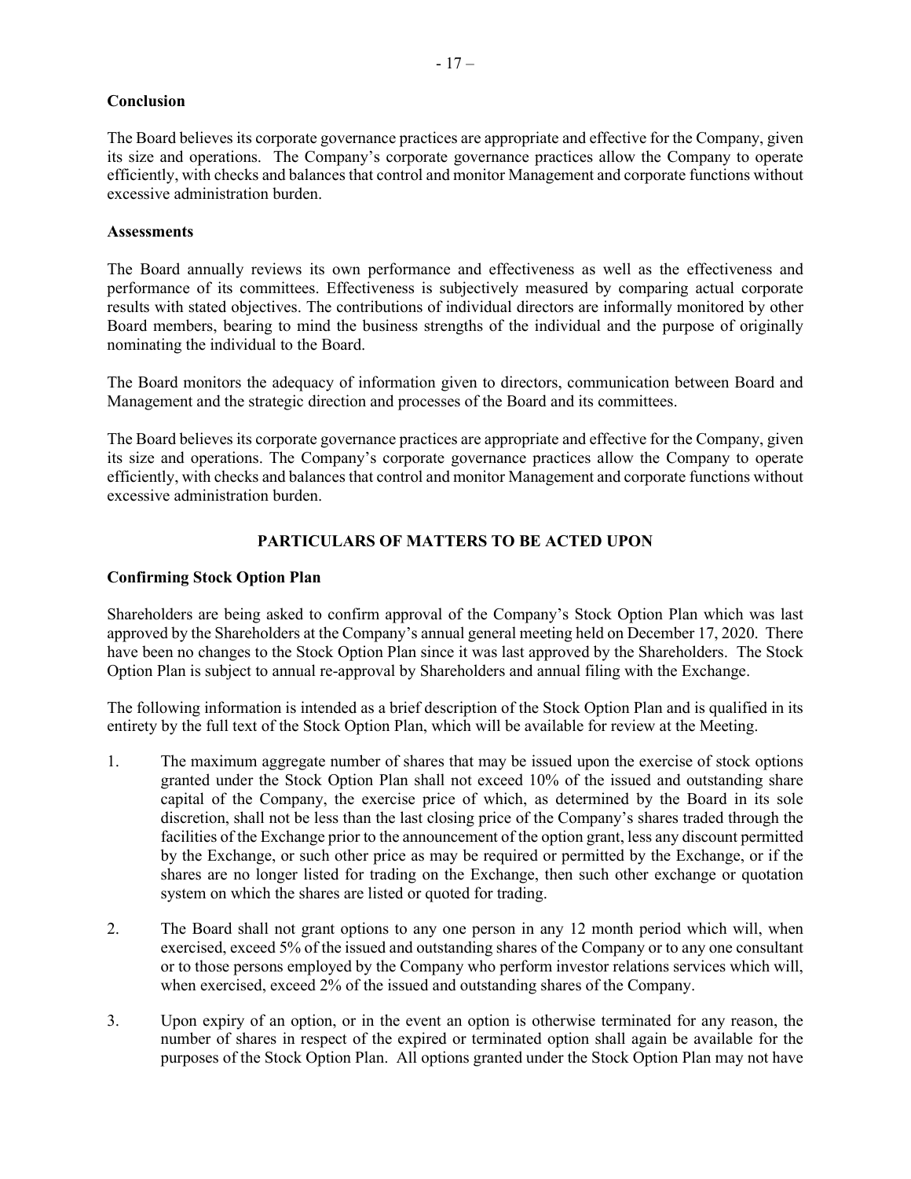**Conclusion**

The Board believes its corporate governance practices are appropriate and effective for the Company, given its size and operations. The Company's corporate governance practices allow the Company to operate efficiently, with checks and balances that control and monitor Management and corporate functions without excessive administration burden.

**Assessments**

The Board annually reviews its own performance and effectiveness as well as the effectiveness and performance of its committees. Effectiveness is subjectively measured by comparing actual corporate results with stated objectives. The contributions of individual directors are informally monitored by other Board members, bearing to mind the business strengths of the individual and the purpose of originally nominating the individual to the Board.

The Board monitors the adequacy of information given to directors, communication between Board and Management and the strategic direction and processes of the Board and its committees.

The Board believes its corporate governance practices are appropriate and effective for the Company, given its size and operations. The Company's corporate governance practices allow the Company to operate efficiently, with checks and balances that control and monitor Management and corporate functions without excessive administration burden.

## PARTICULARS OF MATTERS TO BE ACTED UPON

**Confirming Stock Option Plan**

Shareholders are being asked to confirm approval of the Company's Stock Option Plan which was last approved by the Shareholders at the Company's annual general meeting held on December 17, 2020. There have been no changes to the Stock Option Plan since it was last approved by the Shareholders. The Stock Option Plan is subject to annual re-approval by Shareholders and annual filing with the Exchange.

The following information is intended as a brief description of the Stock Option Plan and is qualified in its entirety by the full text of the Stock Option Plan, which will be available for review at the Meeting.

1. The maximum aggregate number of shares that may be issued upon the exercise of stock options granted under the Stock Option Plan shall not exceed 10% of the issued and outstanding share capital of the Company, the exercise price of which, as determined by the Board in its sole discretion, shall not be less than the last closing price of the Company's shares traded through the facilities of the Exchange prior to the announcement of the option grant, less any discount permitted by the Exchange, or such other price as may be required or permitted by the Exchange, or if the shares are no longer listed for trading on the Exchange, then such other exchange or quotation system on which the shares are listed or quoted for trading.

2. The Board shall not grant options to any one person in any 12 month period which will, when exercised, exceed 5% of the issued and outstanding shares of the Company or to any one consultant or to those persons employed by the Company who perform investor relations services which will, when exercised, exceed 2% of the issued and outstanding shares of the Company.

3. Upon expiry of an option, or in the event an option is otherwise terminated for any reason, the number of shares in respect of the expired or terminated option shall again be available for the purposes of the Stock Option Plan. All options granted under the Stock Option Plan may not have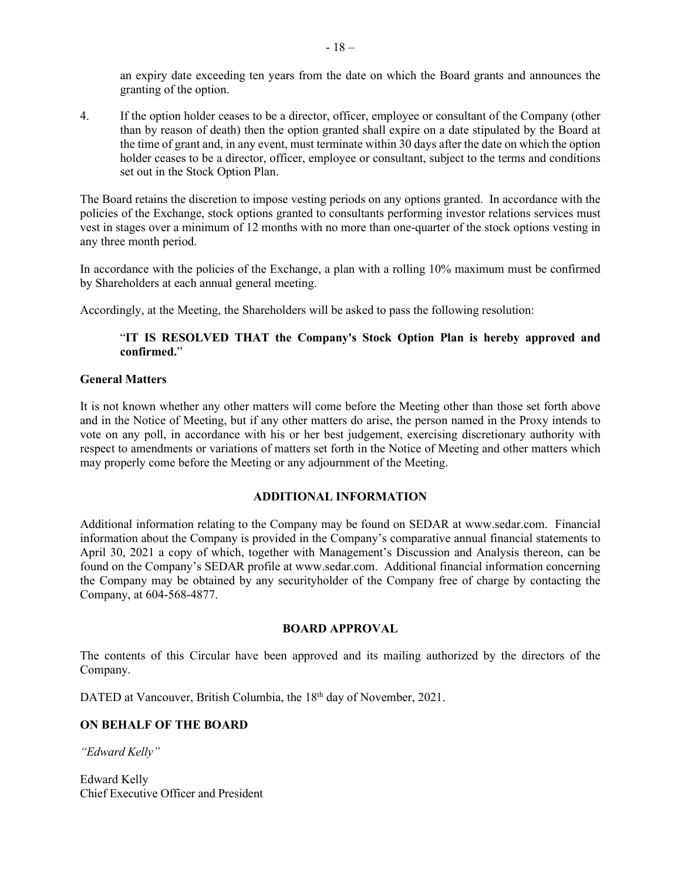an expiry date exceeding ten years from the date on which the Board grants and announces the granting of the option.

4. If the option holder ceases to be a director, officer, employee or consultant of the Company (other than by reason of death) then the option granted shall expire on a date stipulated by the Board at the time of grant and, in any event, must terminate within 30 days after the date on which the option holder ceases to be a director, officer, employee or consultant, subject to the terms and conditions set out in the Stock Option Plan.

The Board retains the discretion to impose vesting periods on any options granted. In accordance with the policies of the Exchange, stock options granted to consultants performing investor relations services must vest in stages over a minimum of 12 months with no more than one-quarter of the stock options vesting in any three month period.

In accordance with the policies of the Exchange, a plan with a rolling 10% maximum must be confirmed by Shareholders at each annual general meeting.

Accordingly, at the Meeting, the Shareholders will be asked to pass the following resolution:

> "**IT IS RESOLVED THAT the Company's Stock Option Plan is hereby approved and confirmed.**"

### General Matters

It is not known whether any other matters will come before the Meeting other than those set forth above and in the Notice of Meeting, but if any other matters do arise, the person named in the Proxy intends to vote on any poll, in accordance with his or her best judgement, exercising discretionary authority with respect to amendments or variations of matters set forth in the Notice of Meeting and other matters which may properly come before the Meeting or any adjournment of the Meeting.

## ADDITIONAL INFORMATION

Additional information relating to the Company may be found on SEDAR at www.sedar.com. Financial information about the Company is provided in the Company's comparative annual financial statements to April 30, 2021 a copy of which, together with Management's Discussion and Analysis thereon, can be found on the Company's SEDAR profile at www.sedar.com. Additional financial information concerning the Company may be obtained by any securityholder of the Company free of charge by contacting the Company, at 604-568-4877.

## BOARD APPROVAL

The contents of this Circular have been approved and its mailing authorized by the directors of the Company.

DATED at Vancouver, British Columbia, the 18th day of November, 2021.

**ON BEHALF OF THE BOARD**

*"Edward Kelly"*

Edward Kelly
Chief Executive Officer and President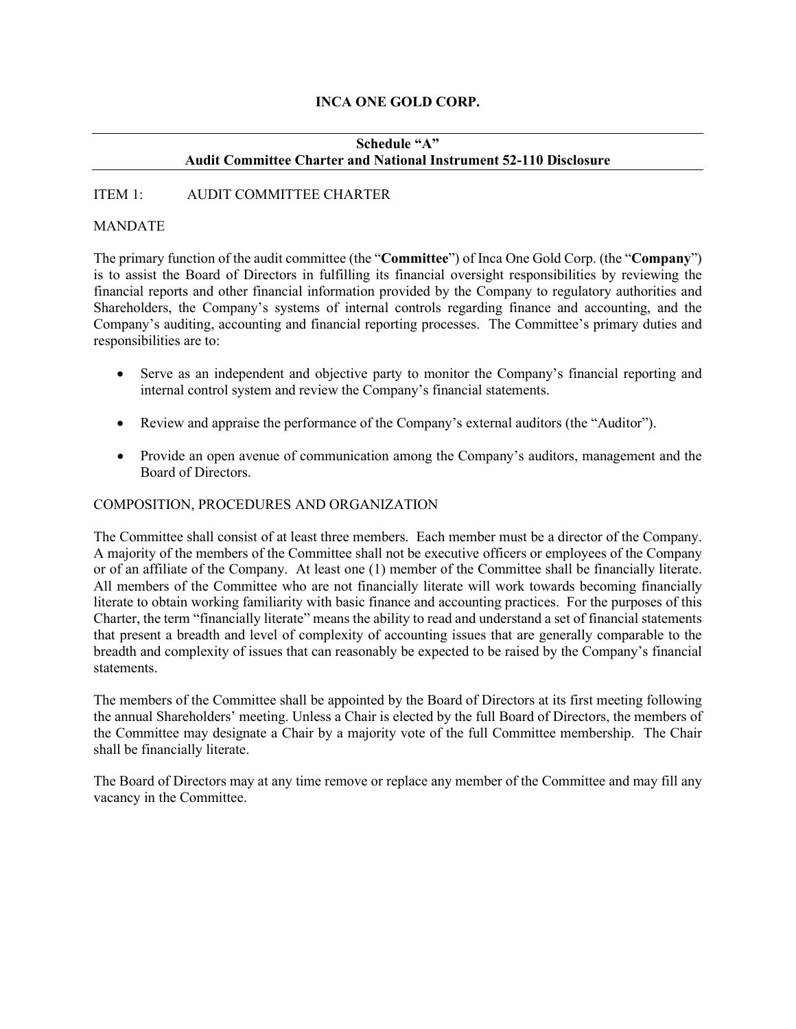# INCA ONE GOLD CORP.

## Schedule "A"
## Audit Committee Charter and National Instrument 52-110 Disclosure

ITEM 1: AUDIT COMMITTEE CHARTER

MANDATE

The primary function of the audit committee (the "**Committee**") of Inca One Gold Corp. (the "**Company**") is to assist the Board of Directors in fulfilling its financial oversight responsibilities by reviewing the financial reports and other financial information provided by the Company to regulatory authorities and Shareholders, the Company's systems of internal controls regarding finance and accounting, and the Company's auditing, accounting and financial reporting processes. The Committee's primary duties and responsibilities are to:

- Serve as an independent and objective party to monitor the Company's financial reporting and internal control system and review the Company's financial statements.
- Review and appraise the performance of the Company's external auditors (the "Auditor").
- Provide an open avenue of communication among the Company's auditors, management and the Board of Directors.

COMPOSITION, PROCEDURES AND ORGANIZATION

The Committee shall consist of at least three members. Each member must be a director of the Company. A majority of the members of the Committee shall not be executive officers or employees of the Company or of an affiliate of the Company. At least one (1) member of the Committee shall be financially literate. All members of the Committee who are not financially literate will work towards becoming financially literate to obtain working familiarity with basic finance and accounting practices. For the purposes of this Charter, the term "financially literate" means the ability to read and understand a set of financial statements that present a breadth and level of complexity of accounting issues that are generally comparable to the breadth and complexity of issues that can reasonably be expected to be raised by the Company's financial statements.

The members of the Committee shall be appointed by the Board of Directors at its first meeting following the annual Shareholders' meeting. Unless a Chair is elected by the full Board of Directors, the members of the Committee may designate a Chair by a majority vote of the full Committee membership. The Chair shall be financially literate.

The Board of Directors may at any time remove or replace any member of the Committee and may fill any vacancy in the Committee.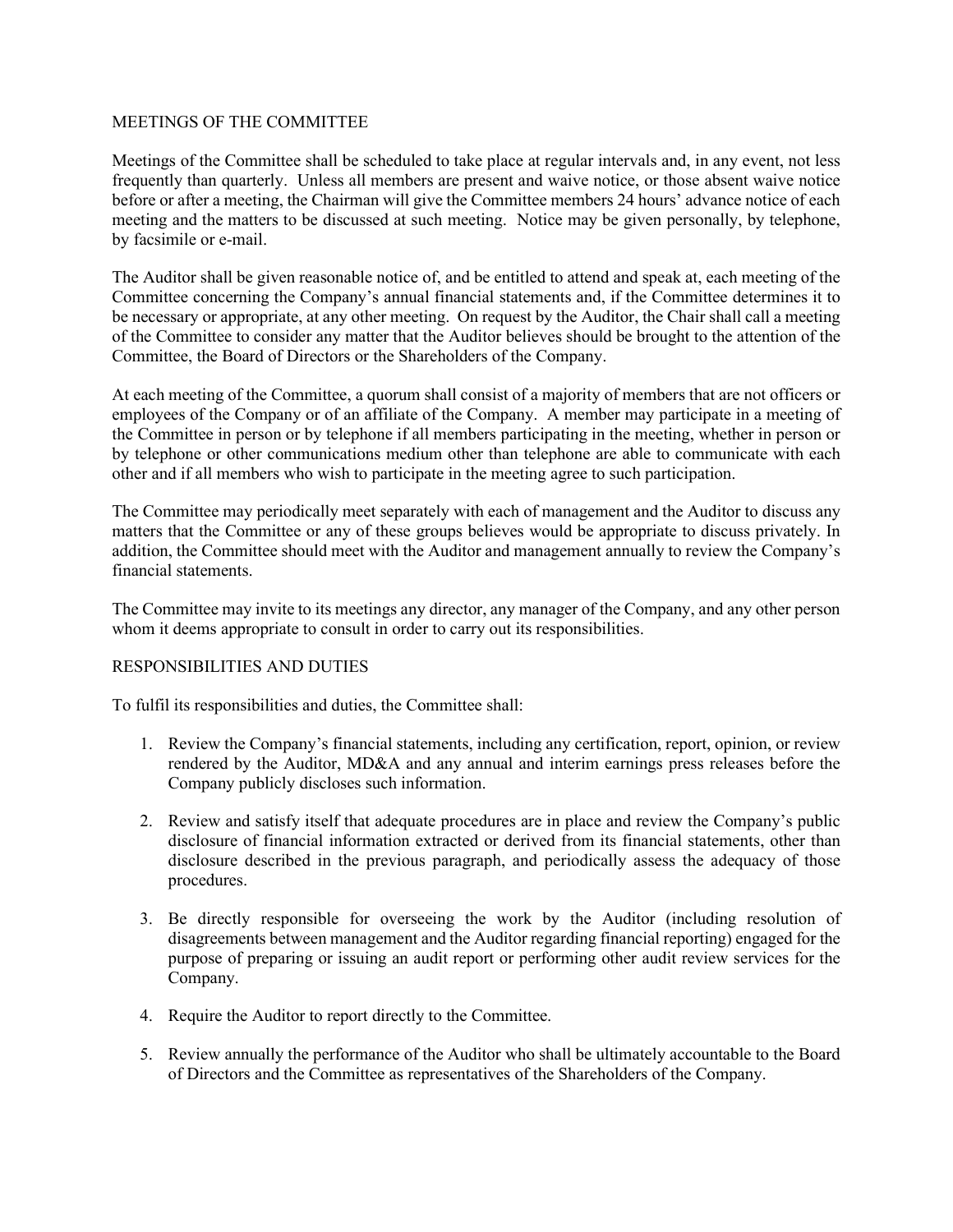## MEETINGS OF THE COMMITTEE

Meetings of the Committee shall be scheduled to take place at regular intervals and, in any event, not less frequently than quarterly. Unless all members are present and waive notice, or those absent waive notice before or after a meeting, the Chairman will give the Committee members 24 hours' advance notice of each meeting and the matters to be discussed at such meeting. Notice may be given personally, by telephone, by facsimile or e-mail.

The Auditor shall be given reasonable notice of, and be entitled to attend and speak at, each meeting of the Committee concerning the Company's annual financial statements and, if the Committee determines it to be necessary or appropriate, at any other meeting. On request by the Auditor, the Chair shall call a meeting of the Committee to consider any matter that the Auditor believes should be brought to the attention of the Committee, the Board of Directors or the Shareholders of the Company.

At each meeting of the Committee, a quorum shall consist of a majority of members that are not officers or employees of the Company or of an affiliate of the Company. A member may participate in a meeting of the Committee in person or by telephone if all members participating in the meeting, whether in person or by telephone or other communications medium other than telephone are able to communicate with each other and if all members who wish to participate in the meeting agree to such participation.

The Committee may periodically meet separately with each of management and the Auditor to discuss any matters that the Committee or any of these groups believes would be appropriate to discuss privately. In addition, the Committee should meet with the Auditor and management annually to review the Company's financial statements.

The Committee may invite to its meetings any director, any manager of the Company, and any other person whom it deems appropriate to consult in order to carry out its responsibilities.

## RESPONSIBILITIES AND DUTIES

To fulfil its responsibilities and duties, the Committee shall:

1. Review the Company's financial statements, including any certification, report, opinion, or review rendered by the Auditor, MD&A and any annual and interim earnings press releases before the Company publicly discloses such information.

2. Review and satisfy itself that adequate procedures are in place and review the Company's public disclosure of financial information extracted or derived from its financial statements, other than disclosure described in the previous paragraph, and periodically assess the adequacy of those procedures.

3. Be directly responsible for overseeing the work by the Auditor (including resolution of disagreements between management and the Auditor regarding financial reporting) engaged for the purpose of preparing or issuing an audit report or performing other audit review services for the Company.

4. Require the Auditor to report directly to the Committee.

5. Review annually the performance of the Auditor who shall be ultimately accountable to the Board of Directors and the Committee as representatives of the Shareholders of the Company.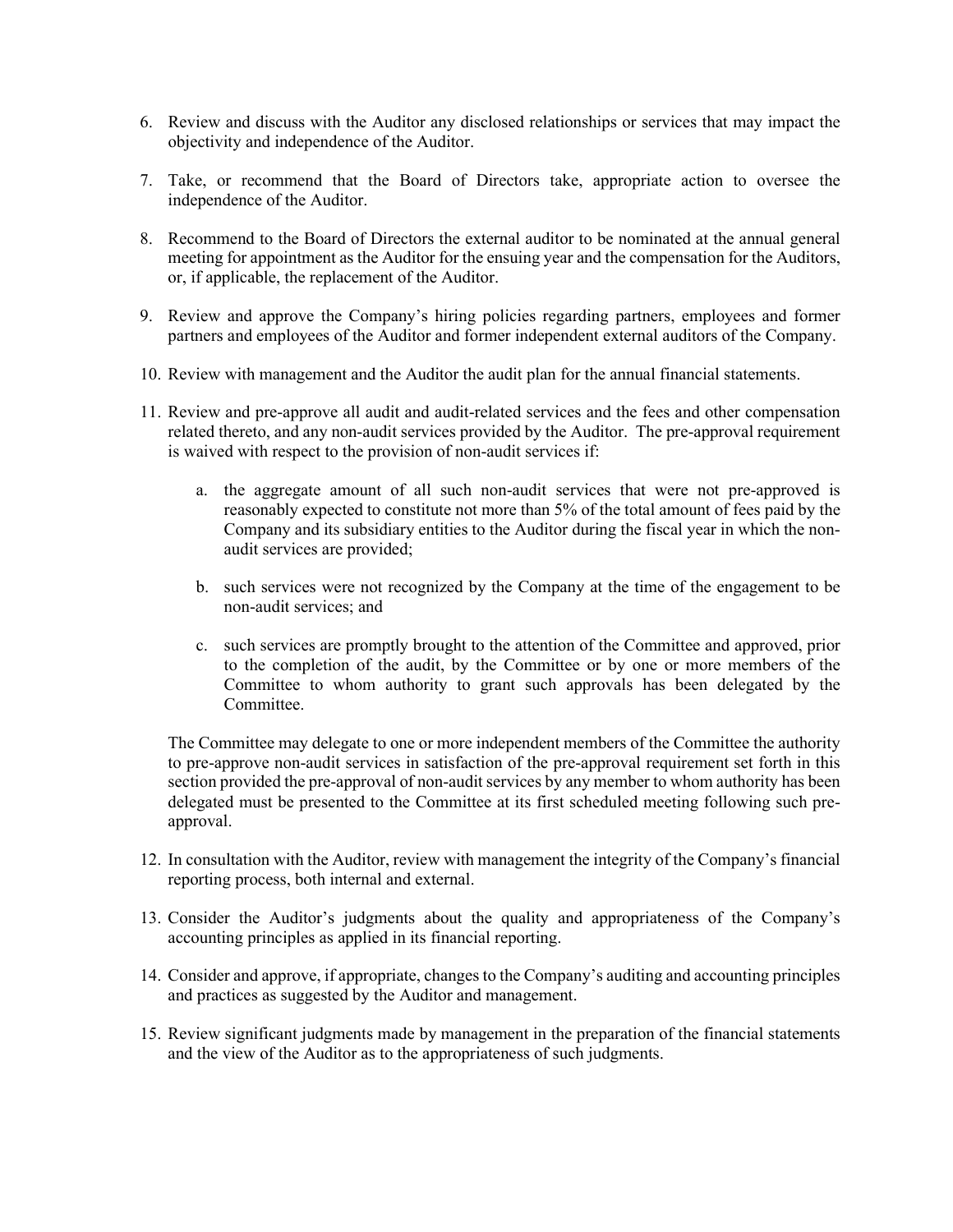6. Review and discuss with the Auditor any disclosed relationships or services that may impact the objectivity and independence of the Auditor.

7. Take, or recommend that the Board of Directors take, appropriate action to oversee the independence of the Auditor.

8. Recommend to the Board of Directors the external auditor to be nominated at the annual general meeting for appointment as the Auditor for the ensuing year and the compensation for the Auditors, or, if applicable, the replacement of the Auditor.

9. Review and approve the Company's hiring policies regarding partners, employees and former partners and employees of the Auditor and former independent external auditors of the Company.

10. Review with management and the Auditor the audit plan for the annual financial statements.

11. Review and pre-approve all audit and audit-related services and the fees and other compensation related thereto, and any non-audit services provided by the Auditor. The pre-approval requirement is waived with respect to the provision of non-audit services if:

    a. the aggregate amount of all such non-audit services that were not pre-approved is reasonably expected to constitute not more than 5% of the total amount of fees paid by the Company and its subsidiary entities to the Auditor during the fiscal year in which the non-audit services are provided;

    b. such services were not recognized by the Company at the time of the engagement to be non-audit services; and

    c. such services are promptly brought to the attention of the Committee and approved, prior to the completion of the audit, by the Committee or by one or more members of the Committee to whom authority to grant such approvals has been delegated by the Committee.

    The Committee may delegate to one or more independent members of the Committee the authority to pre-approve non-audit services in satisfaction of the pre-approval requirement set forth in this section provided the pre-approval of non-audit services by any member to whom authority has been delegated must be presented to the Committee at its first scheduled meeting following such pre-approval.

12. In consultation with the Auditor, review with management the integrity of the Company's financial reporting process, both internal and external.

13. Consider the Auditor's judgments about the quality and appropriateness of the Company's accounting principles as applied in its financial reporting.

14. Consider and approve, if appropriate, changes to the Company's auditing and accounting principles and practices as suggested by the Auditor and management.

15. Review significant judgments made by management in the preparation of the financial statements and the view of the Auditor as to the appropriateness of such judgments.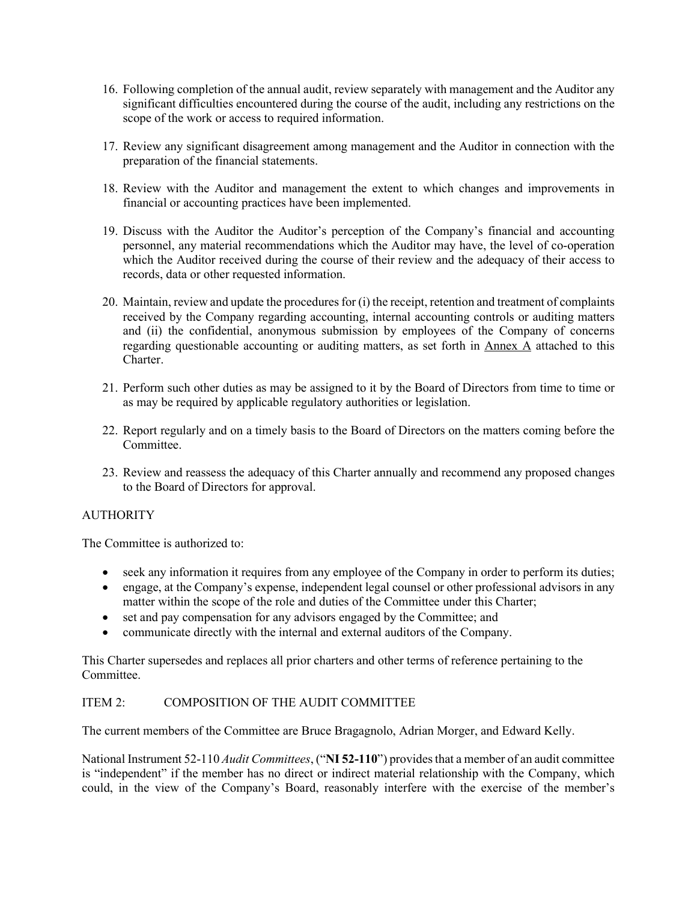16. Following completion of the annual audit, review separately with management and the Auditor any significant difficulties encountered during the course of the audit, including any restrictions on the scope of the work or access to required information.

17. Review any significant disagreement among management and the Auditor in connection with the preparation of the financial statements.

18. Review with the Auditor and management the extent to which changes and improvements in financial or accounting practices have been implemented.

19. Discuss with the Auditor the Auditor's perception of the Company's financial and accounting personnel, any material recommendations which the Auditor may have, the level of co-operation which the Auditor received during the course of their review and the adequacy of their access to records, data or other requested information.

20. Maintain, review and update the procedures for (i) the receipt, retention and treatment of complaints received by the Company regarding accounting, internal accounting controls or auditing matters and (ii) the confidential, anonymous submission by employees of the Company of concerns regarding questionable accounting or auditing matters, as set forth in Annex A attached to this Charter.

21. Perform such other duties as may be assigned to it by the Board of Directors from time to time or as may be required by applicable regulatory authorities or legislation.

22. Report regularly and on a timely basis to the Board of Directors on the matters coming before the Committee.

23. Review and reassess the adequacy of this Charter annually and recommend any proposed changes to the Board of Directors for approval.

AUTHORITY

The Committee is authorized to:

- seek any information it requires from any employee of the Company in order to perform its duties;
- engage, at the Company's expense, independent legal counsel or other professional advisors in any matter within the scope of the role and duties of the Committee under this Charter;
- set and pay compensation for any advisors engaged by the Committee; and
- communicate directly with the internal and external auditors of the Company.

This Charter supersedes and replaces all prior charters and other terms of reference pertaining to the Committee.

## ITEM 2: COMPOSITION OF THE AUDIT COMMITTEE

The current members of the Committee are Bruce Bragagnolo, Adrian Morger, and Edward Kelly.

National Instrument 52-110 *Audit Committees*, ("**NI 52-110**") provides that a member of an audit committee is "independent" if the member has no direct or indirect material relationship with the Company, which could, in the view of the Company's Board, reasonably interfere with the exercise of the member's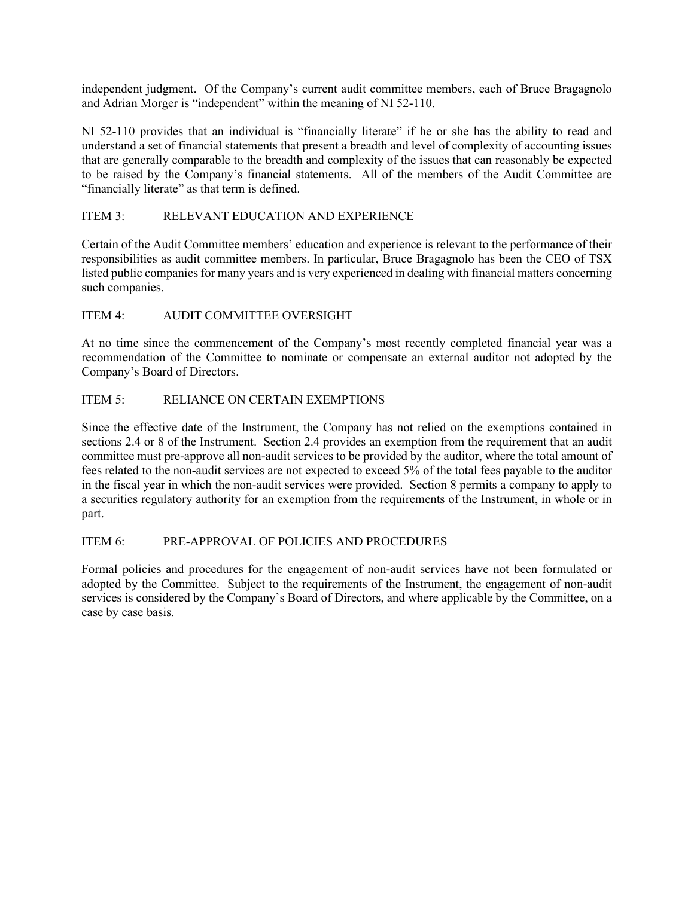independent judgment. Of the Company's current audit committee members, each of Bruce Bragagnolo and Adrian Morger is "independent" within the meaning of NI 52-110.

NI 52-110 provides that an individual is "financially literate" if he or she has the ability to read and understand a set of financial statements that present a breadth and level of complexity of accounting issues that are generally comparable to the breadth and complexity of the issues that can reasonably be expected to be raised by the Company's financial statements. All of the members of the Audit Committee are "financially literate" as that term is defined.

## ITEM 3: RELEVANT EDUCATION AND EXPERIENCE

Certain of the Audit Committee members' education and experience is relevant to the performance of their responsibilities as audit committee members. In particular, Bruce Bragagnolo has been the CEO of TSX listed public companies for many years and is very experienced in dealing with financial matters concerning such companies.

## ITEM 4: AUDIT COMMITTEE OVERSIGHT

At no time since the commencement of the Company's most recently completed financial year was a recommendation of the Committee to nominate or compensate an external auditor not adopted by the Company's Board of Directors.

## ITEM 5: RELIANCE ON CERTAIN EXEMPTIONS

Since the effective date of the Instrument, the Company has not relied on the exemptions contained in sections 2.4 or 8 of the Instrument. Section 2.4 provides an exemption from the requirement that an audit committee must pre-approve all non-audit services to be provided by the auditor, where the total amount of fees related to the non-audit services are not expected to exceed 5% of the total fees payable to the auditor in the fiscal year in which the non-audit services were provided. Section 8 permits a company to apply to a securities regulatory authority for an exemption from the requirements of the Instrument, in whole or in part.

## ITEM 6: PRE-APPROVAL OF POLICIES AND PROCEDURES

Formal policies and procedures for the engagement of non-audit services have not been formulated or adopted by the Committee. Subject to the requirements of the Instrument, the engagement of non-audit services is considered by the Company's Board of Directors, and where applicable by the Committee, on a case by case basis.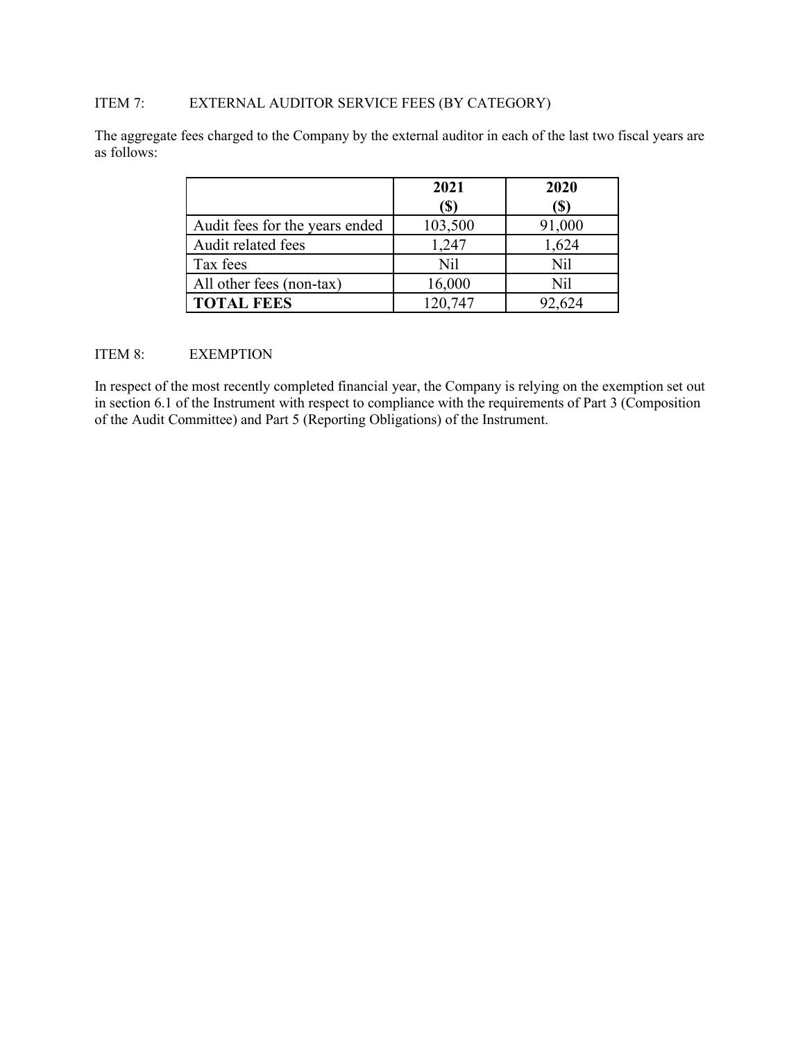ITEM 7: EXTERNAL AUDITOR SERVICE FEES (BY CATEGORY)

The aggregate fees charged to the Company by the external auditor in each of the last two fiscal years are as follows:

| | **2021 ($)** | **2020 ($)** |
|---|---|---|
| Audit fees for the years ended | 103,500 | 91,000 |
| Audit related fees | 1,247 | 1,624 |
| Tax fees | Nil | Nil |
| All other fees (non-tax) | 16,000 | Nil |
| **TOTAL FEES** | 120,747 | 92,624 |

ITEM 8: EXEMPTION

In respect of the most recently completed financial year, the Company is relying on the exemption set out in section 6.1 of the Instrument with respect to compliance with the requirements of Part 3 (Composition of the Audit Committee) and Part 5 (Reporting Obligations) of the Instrument.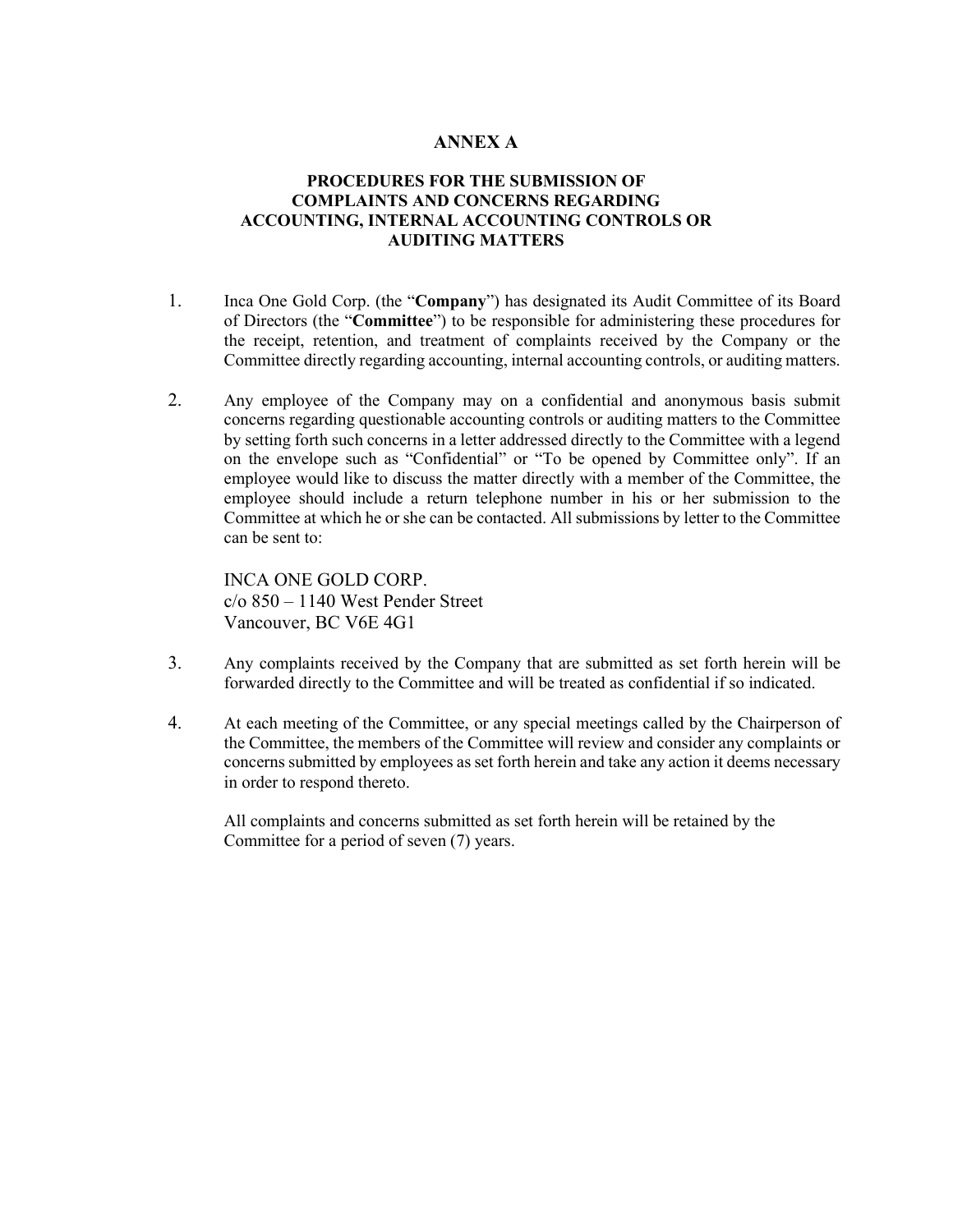# ANNEX A

## PROCEDURES FOR THE SUBMISSION OF COMPLAINTS AND CONCERNS REGARDING ACCOUNTING, INTERNAL ACCOUNTING CONTROLS OR AUDITING MATTERS

1. Inca One Gold Corp. (the "**Company**") has designated its Audit Committee of its Board of Directors (the "**Committee**") to be responsible for administering these procedures for the receipt, retention, and treatment of complaints received by the Company or the Committee directly regarding accounting, internal accounting controls, or auditing matters.

2. Any employee of the Company may on a confidential and anonymous basis submit concerns regarding questionable accounting controls or auditing matters to the Committee by setting forth such concerns in a letter addressed directly to the Committee with a legend on the envelope such as "Confidential" or "To be opened by Committee only". If an employee would like to discuss the matter directly with a member of the Committee, the employee should include a return telephone number in his or her submission to the Committee at which he or she can be contacted. All submissions by letter to the Committee can be sent to:

   INCA ONE GOLD CORP.
   c/o 850 – 1140 West Pender Street
   Vancouver, BC V6E 4G1

3. Any complaints received by the Company that are submitted as set forth herein will be forwarded directly to the Committee and will be treated as confidential if so indicated.

4. At each meeting of the Committee, or any special meetings called by the Chairperson of the Committee, the members of the Committee will review and consider any complaints or concerns submitted by employees as set forth herein and take any action it deems necessary in order to respond thereto.

   All complaints and concerns submitted as set forth herein will be retained by the Committee for a period of seven (7) years.